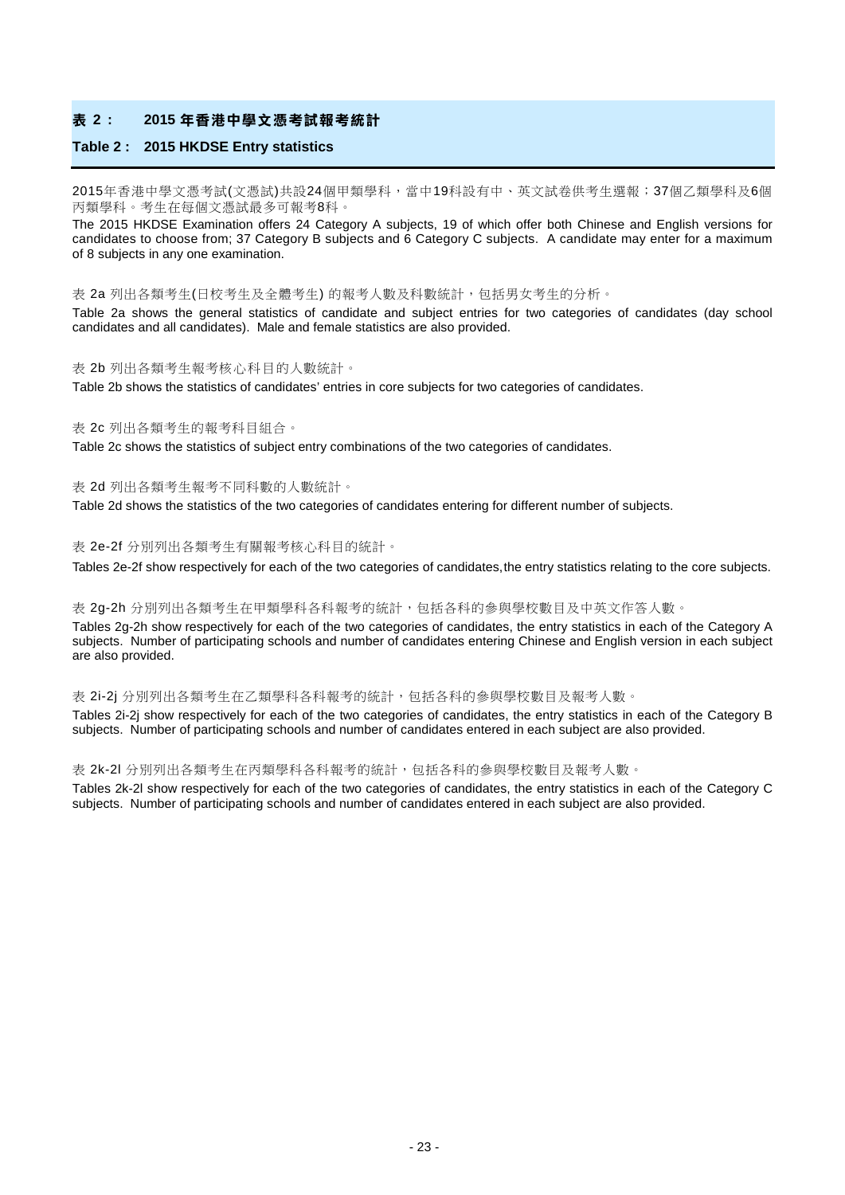## 表 2： 2015 年香港中學文憑考試報考統計

## Table 2 : 2015 HKDSE Entry statistics

2015年香港中學文憑考試(文憑試)共設24個甲類學科，當中19科設有中、英文試卷供考生選報；37個乙類學科及6個丙類學科。考生在每個文憑試最多可報考8科。

The 2015 HKDSE Examination offers 24 Category A subjects, 19 of which offer both Chinese and English versions for candidates to choose from; 37 Category B subjects and 6 Category C subjects. A candidate may enter for a maximum of 8 subjects in any one examination.

表 2a 列出各類考生(日校考生及全體考生) 的報考人數及科數統計，包括男女考生的分析。

Table 2a shows the general statistics of candidate and subject entries for two categories of candidates (day school candidates and all candidates). Male and female statistics are also provided.

表 2b 列出各類考生報考核心科目的人數統計。

Table 2b shows the statistics of candidates' entries in core subjects for two categories of candidates.

表 2c 列出各類考生的報考科目組合。

Table 2c shows the statistics of subject entry combinations of the two categories of candidates.

表 2d 列出各類考生報考不同科數的人數統計。

Table 2d shows the statistics of the two categories of candidates entering for different number of subjects.

表 2e-2f 分別列出各類考生有關報考核心科目的統計。

Tables 2e-2f show respectively for each of the two categories of candidates,the entry statistics relating to the core subjects.

表 2g-2h 分別列出各類考生在甲類學科各科報考的統計，包括各科的參與學校數目及中英文作答人數。

Tables 2g-2h show respectively for each of the two categories of candidates, the entry statistics in each of the Category A subjects. Number of participating schools and number of candidates entering Chinese and English version in each subject are also provided.

表 2i-2j 分別列出各類考生在乙類學科各科報考的統計，包括各科的參與學校數目及報考人數。

Tables 2i-2j show respectively for each of the two categories of candidates, the entry statistics in each of the Category B subjects. Number of participating schools and number of candidates entered in each subject are also provided.

表 2k-2l 分別列出各類考生在丙類學科各科報考的統計，包括各科的參與學校數目及報考人數。

Tables 2k-2l show respectively for each of the two categories of candidates, the entry statistics in each of the Category C subjects. Number of participating schools and number of candidates entered in each subject are also provided.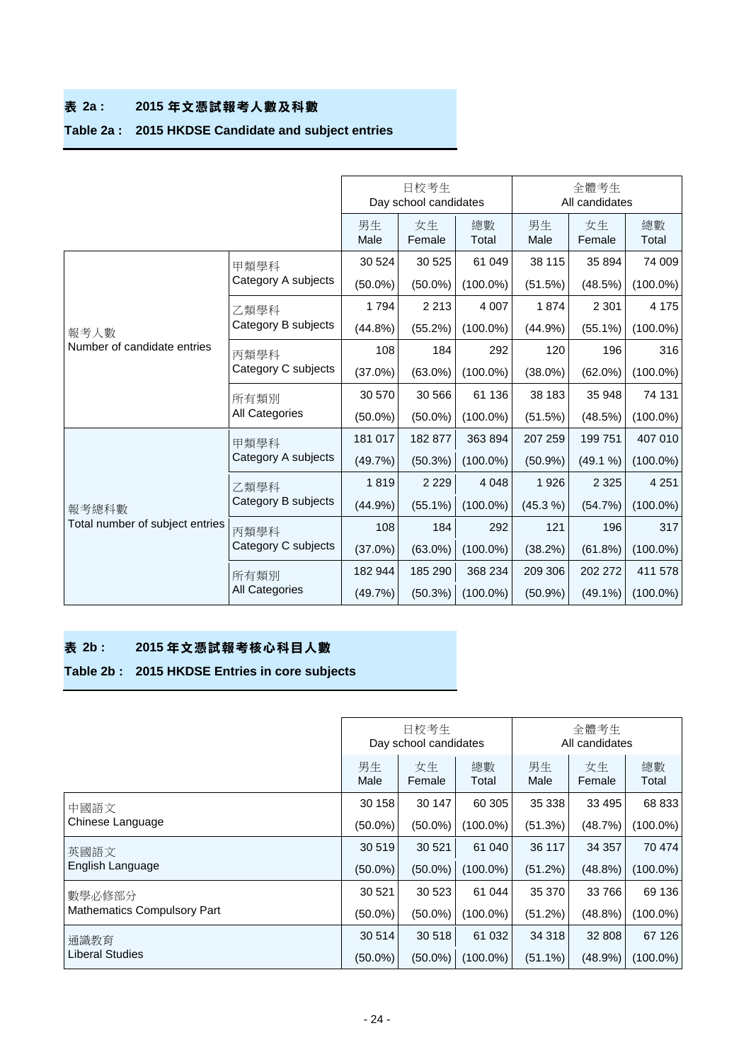## 表 2a : 2015 年文憑試報考人數及科數

## Table 2a : 2015 HKDSE Candidate and subject entries

| | | 日校考生 Day school candidates | | | 全體考生 All candidates | | |
|---|---|---|---|---|---|---|---|
| | | 男生 Male | 女生 Female | 總數 Total | 男生 Male | 女生 Female | 總數 Total |
| 報考人數 Number of candidate entries | 甲類學科 Category A subjects | 30 524 | 30 525 | 61 049 | 38 115 | 35 894 | 74 009 |
| | | (50.0%) | (50.0%) | (100.0%) | (51.5%) | (48.5%) | (100.0%) |
| | 乙類學科 Category B subjects | 1 794 | 2 213 | 4 007 | 1 874 | 2 301 | 4 175 |
| | | (44.8%) | (55.2%) | (100.0%) | (44.9%) | (55.1%) | (100.0%) |
| | 丙類學科 Category C subjects | 108 | 184 | 292 | 120 | 196 | 316 |
| | | (37.0%) | (63.0%) | (100.0%) | (38.0%) | (62.0%) | (100.0%) |
| | 所有類別 All Categories | 30 570 | 30 566 | 61 136 | 38 183 | 35 948 | 74 131 |
| | | (50.0%) | (50.0%) | (100.0%) | (51.5%) | (48.5%) | (100.0%) |
| 報考總科數 Total number of subject entries | 甲類學科 Category A subjects | 181 017 | 182 877 | 363 894 | 207 259 | 199 751 | 407 010 |
| | | (49.7%) | (50.3%) | (100.0%) | (50.9%) | (49.1 %) | (100.0%) |
| | 乙類學科 Category B subjects | 1 819 | 2 229 | 4 048 | 1 926 | 2 325 | 4 251 |
| | | (44.9%) | (55.1%) | (100.0%) | (45.3 %) | (54.7%) | (100.0%) |
| | 丙類學科 Category C subjects | 108 | 184 | 292 | 121 | 196 | 317 |
| | | (37.0%) | (63.0%) | (100.0%) | (38.2%) | (61.8%) | (100.0%) |
| | 所有類別 All Categories | 182 944 | 185 290 | 368 234 | 209 306 | 202 272 | 411 578 |
| | | (49.7%) | (50.3%) | (100.0%) | (50.9%) | (49.1%) | (100.0%) |

## 表 2b : 2015 年文憑試報考核心科目人數

## Table 2b : 2015 HKDSE Entries in core subjects

| | 日校考生 Day school candidates | | | 全體考生 All candidates | | |
|---|---|---|---|---|---|---|
| | 男生 Male | 女生 Female | 總數 Total | 男生 Male | 女生 Female | 總數 Total |
| 中國語文 Chinese Language | 30 158 | 30 147 | 60 305 | 35 338 | 33 495 | 68 833 |
| | (50.0%) | (50.0%) | (100.0%) | (51.3%) | (48.7%) | (100.0%) |
| 英國語文 English Language | 30 519 | 30 521 | 61 040 | 36 117 | 34 357 | 70 474 |
| | (50.0%) | (50.0%) | (100.0%) | (51.2%) | (48.8%) | (100.0%) |
| 數學必修部分 Mathematics Compulsory Part | 30 521 | 30 523 | 61 044 | 35 370 | 33 766 | 69 136 |
| | (50.0%) | (50.0%) | (100.0%) | (51.2%) | (48.8%) | (100.0%) |
| 通識教育 Liberal Studies | 30 514 | 30 518 | 61 032 | 34 318 | 32 808 | 67 126 |
| | (50.0%) | (50.0%) | (100.0%) | (51.1%) | (48.9%) | (100.0%) |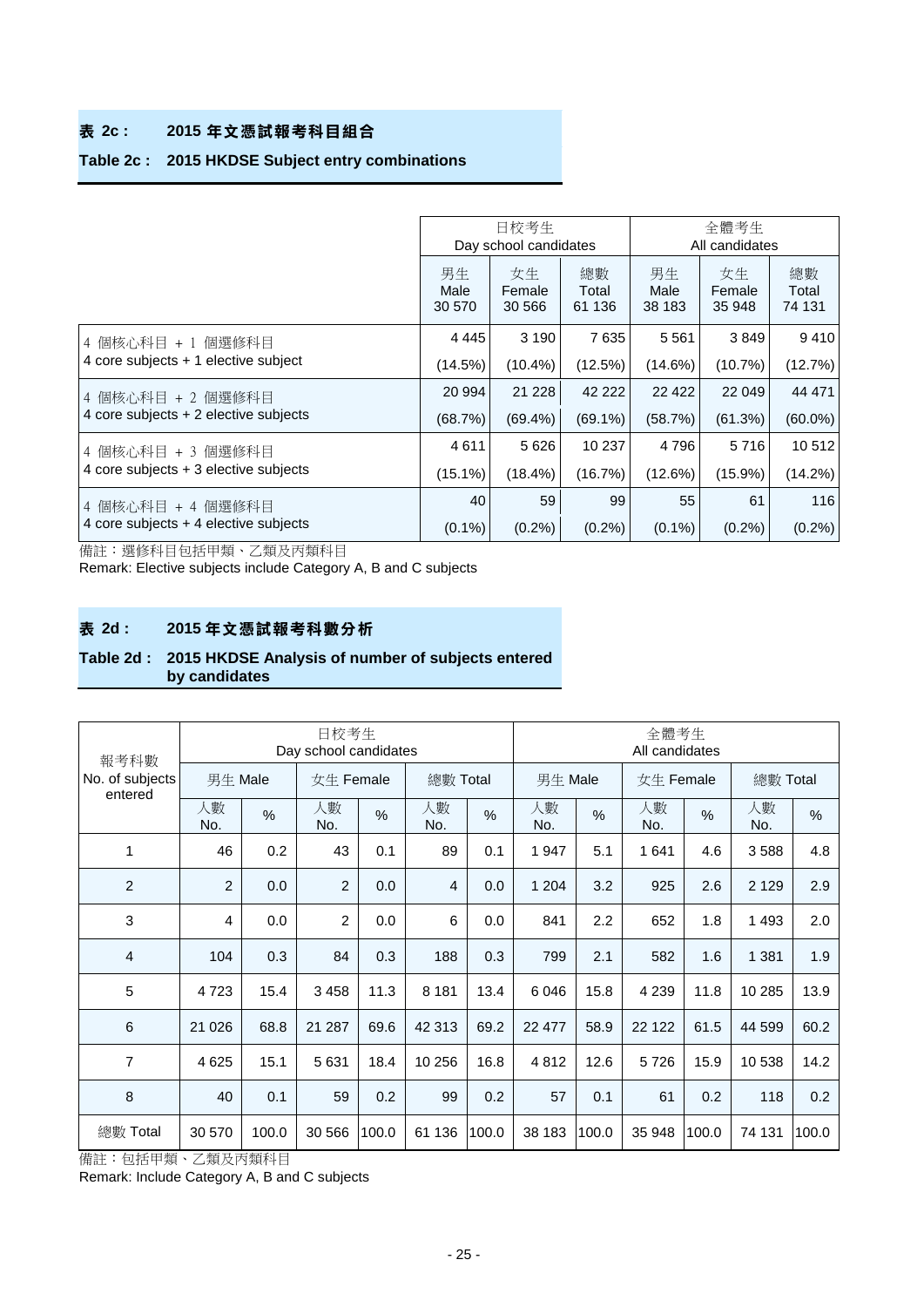## 表 2c： 2015 年文憑試報考科目組合

## Table 2c： 2015 HKDSE Subject entry combinations

| | 日校考生 Day school candidates | | | 全體考生 All candidates | | |
|---|---|---|---|---|---|---|
| | 男生 Male 30 570 | 女生 Female 30 566 | 總數 Total 61 136 | 男生 Male 38 183 | 女生 Female 35 948 | 總數 Total 74 131 |
| 4 個核心科目 + 1 個選修科目 4 core subjects + 1 elective subject | 4 445 (14.5%) | 3 190 (10.4%) | 7 635 (12.5%) | 5 561 (14.6%) | 3 849 (10.7%) | 9 410 (12.7%) |
| 4 個核心科目 + 2 個選修科目 4 core subjects + 2 elective subjects | 20 994 (68.7%) | 21 228 (69.4%) | 42 222 (69.1%) | 22 422 (58.7%) | 22 049 (61.3%) | 44 471 (60.0%) |
| 4 個核心科目 + 3 個選修科目 4 core subjects + 3 elective subjects | 4 611 (15.1%) | 5 626 (18.4%) | 10 237 (16.7%) | 4 796 (12.6%) | 5 716 (15.9%) | 10 512 (14.2%) |
| 4 個核心科目 + 4 個選修科目 4 core subjects + 4 elective subjects | 40 (0.1%) | 59 (0.2%) | 99 (0.2%) | 55 (0.1%) | 61 (0.2%) | 116 (0.2%) |

備註：選修科目包括甲類、乙類及丙類科目

Remark: Elective subjects include Category A, B and C subjects

## 表 2d： 2015 年文憑試報考科數分析

## Table 2d： 2015 HKDSE Analysis of number of subjects entered by candidates

| 報考科數 No. of subjects entered | 日校考生 Day school candidates | | | | | | 全體考生 All candidates | | | | | |
|---|---|---|---|---|---|---|---|---|---|---|---|---|
| | 男生 Male | | 女生 Female | | 總數 Total | | 男生 Male | | 女生 Female | | 總數 Total | |
| | 人數 No. | % | 人數 No. | % | 人數 No. | % | 人數 No. | % | 人數 No. | % | 人數 No. | % |
| 1 | 46 | 0.2 | 43 | 0.1 | 89 | 0.1 | 1 947 | 5.1 | 1 641 | 4.6 | 3 588 | 4.8 |
| 2 | 2 | 0.0 | 2 | 0.0 | 4 | 0.0 | 1 204 | 3.2 | 925 | 2.6 | 2 129 | 2.9 |
| 3 | 4 | 0.0 | 2 | 0.0 | 6 | 0.0 | 841 | 2.2 | 652 | 1.8 | 1 493 | 2.0 |
| 4 | 104 | 0.3 | 84 | 0.3 | 188 | 0.3 | 799 | 2.1 | 582 | 1.6 | 1 381 | 1.9 |
| 5 | 4 723 | 15.4 | 3 458 | 11.3 | 8 181 | 13.4 | 6 046 | 15.8 | 4 239 | 11.8 | 10 285 | 13.9 |
| 6 | 21 026 | 68.8 | 21 287 | 69.6 | 42 313 | 69.2 | 22 477 | 58.9 | 22 122 | 61.5 | 44 599 | 60.2 |
| 7 | 4 625 | 15.1 | 5 631 | 18.4 | 10 256 | 16.8 | 4 812 | 12.6 | 5 726 | 15.9 | 10 538 | 14.2 |
| 8 | 40 | 0.1 | 59 | 0.2 | 99 | 0.2 | 57 | 0.1 | 61 | 0.2 | 118 | 0.2 |
| 總數 Total | 30 570 | 100.0 | 30 566 | 100.0 | 61 136 | 100.0 | 38 183 | 100.0 | 35 948 | 100.0 | 74 131 | 100.0 |

備註：包括甲類、乙類及丙類科目

Remark: Include Category A, B and C subjects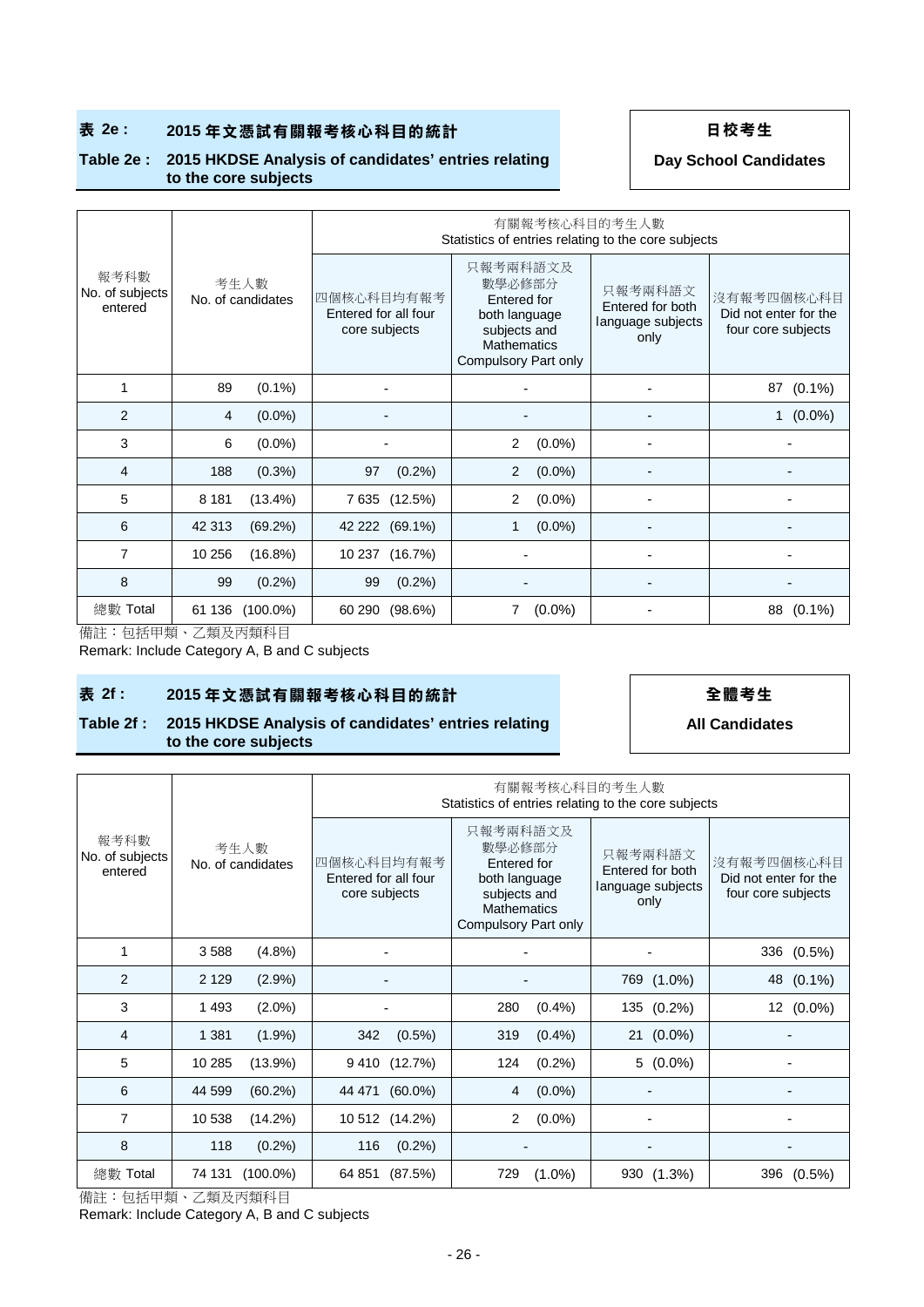## 表 2e： 2015 年文憑試有關報考核心科目的統計

## Table 2e： 2015 HKDSE Analysis of candidates' entries relating to the core subjects

**日校考生**

**Day School Candidates**

| 報考科數 No. of subjects entered | 考生人數 No. of candidates | 有關報考核心科目的考生人數 Statistics of entries relating to the core subjects | | | |
|---|---|---|---|---|---|
| | | 四個核心科目均有報考 Entered for all four core subjects | 只報考兩科語文及數學必修部分 Entered for both language subjects and Mathematics Compulsory Part only | 只報考兩科語文 Entered for both language subjects only | 沒有報考四個核心科目 Did not enter for the four core subjects |
| 1 | 89 (0.1%) | - | - | - | 87 (0.1%) |
| 2 | 4 (0.0%) | - | - | - | 1 (0.0%) |
| 3 | 6 (0.0%) | - | 2 (0.0%) | - | - |
| 4 | 188 (0.3%) | 97 (0.2%) | 2 (0.0%) | - | - |
| 5 | 8 181 (13.4%) | 7 635 (12.5%) | 2 (0.0%) | - | - |
| 6 | 42 313 (69.2%) | 42 222 (69.1%) | 1 (0.0%) | - | - |
| 7 | 10 256 (16.8%) | 10 237 (16.7%) | - | - | - |
| 8 | 99 (0.2%) | 99 (0.2%) | - | - | - |
| 總數 Total | 61 136 (100.0%) | 60 290 (98.6%) | 7 (0.0%) | - | 88 (0.1%) |

備註：包括甲類、乙類及丙類科目

Remark: Include Category A, B and C subjects

## 表 2f： 2015 年文憑試有關報考核心科目的統計

## Table 2f： 2015 HKDSE Analysis of candidates' entries relating to the core subjects

**全體考生**

**All Candidates**

| 報考科數 No. of subjects entered | 考生人數 No. of candidates | 有關報考核心科目的考生人數 Statistics of entries relating to the core subjects | | | |
|---|---|---|---|---|---|
| | | 四個核心科目均有報考 Entered for all four core subjects | 只報考兩科語文及數學必修部分 Entered for both language subjects and Mathematics Compulsory Part only | 只報考兩科語文 Entered for both language subjects only | 沒有報考四個核心科目 Did not enter for the four core subjects |
| 1 | 3 588 (4.8%) | - | - | - | 336 (0.5%) |
| 2 | 2 129 (2.9%) | - | - | 769 (1.0%) | 48 (0.1%) |
| 3 | 1 493 (2.0%) | - | 280 (0.4%) | 135 (0.2%) | 12 (0.0%) |
| 4 | 1 381 (1.9%) | 342 (0.5%) | 319 (0.4%) | 21 (0.0%) | - |
| 5 | 10 285 (13.9%) | 9 410 (12.7%) | 124 (0.2%) | 5 (0.0%) | - |
| 6 | 44 599 (60.2%) | 44 471 (60.0%) | 4 (0.0%) | - | - |
| 7 | 10 538 (14.2%) | 10 512 (14.2%) | 2 (0.0%) | - | - |
| 8 | 118 (0.2%) | 116 (0.2%) | - | - | - |
| 總數 Total | 74 131 (100.0%) | 64 851 (87.5%) | 729 (1.0%) | 930 (1.3%) | 396 (0.5%) |

備註：包括甲類、乙類及丙類科目

Remark: Include Category A, B and C subjects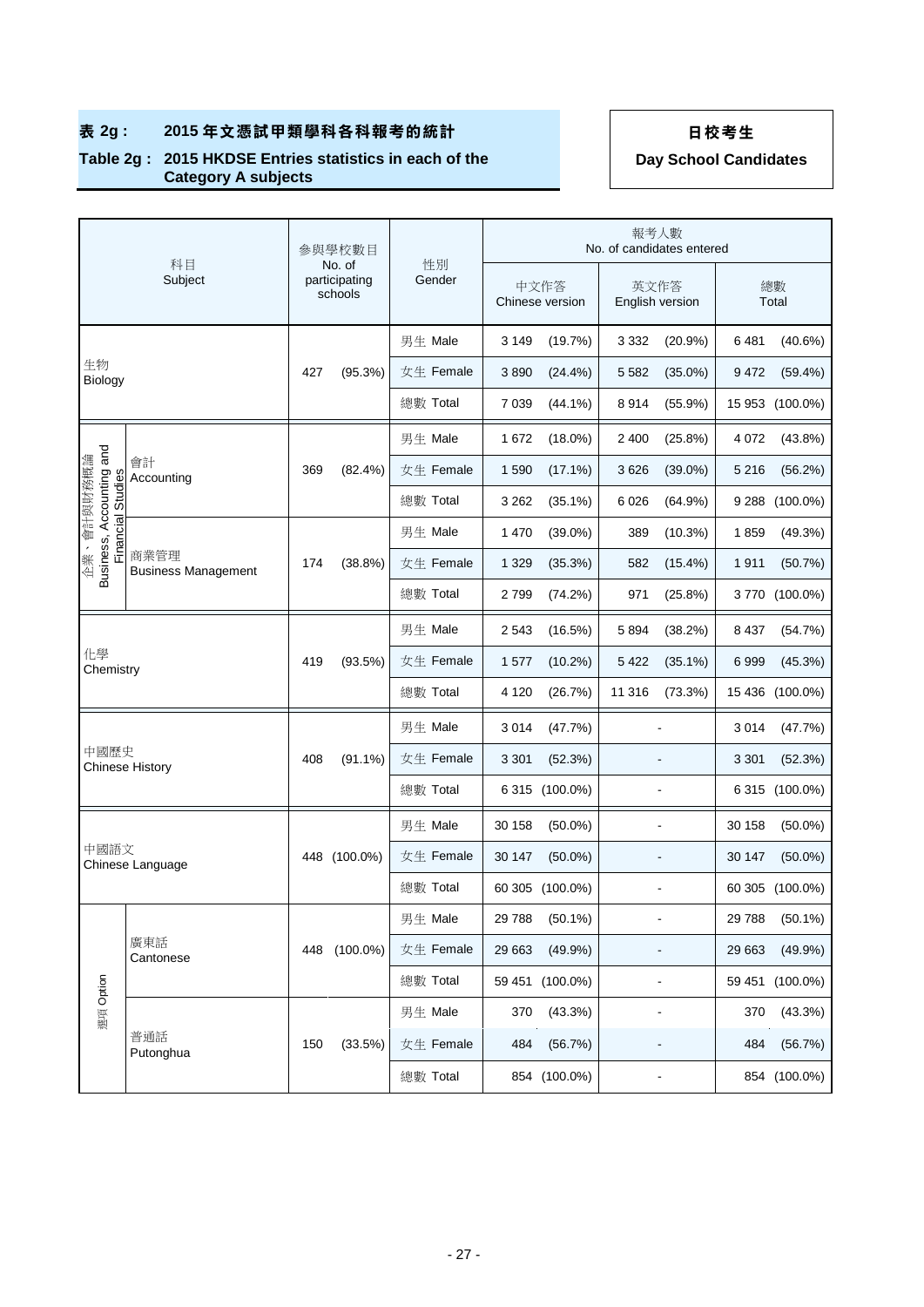**表 2g : 2015 年文憑試甲類學科各科報考的統計**

**Table 2g : 2015 HKDSE Entries statistics in each of the Category A subjects**

**日校考生**

**Day School Candidates**

| 科目 Subject | | 參與學校數目 No. of participating schools | | 性別 Gender | 報考人數 No. of candidates entered | | | | | |
|---|---|---|---|---|---|---|---|---|---|---|
| | | | | | 中文作答 Chinese version | | 英文作答 English version | | 總數 Total | |
| 生物 Biology | | 427 | (95.3%) | 男生 Male | 3 149 | (19.7%) | 3 332 | (20.9%) | 6 481 | (40.6%) |
| | | | | 女生 Female | 3 890 | (24.4%) | 5 582 | (35.0%) | 9 472 | (59.4%) |
| | | | | 總數 Total | 7 039 | (44.1%) | 8 914 | (55.9%) | 15 953 | (100.0%) |
| 企業、會計與財務概論 Business, Accounting and Financial Studies | 會計 Accounting | 369 | (82.4%) | 男生 Male | 1 672 | (18.0%) | 2 400 | (25.8%) | 4 072 | (43.8%) |
| | | | | 女生 Female | 1 590 | (17.1%) | 3 626 | (39.0%) | 5 216 | (56.2%) |
| | | | | 總數 Total | 3 262 | (35.1%) | 6 026 | (64.9%) | 9 288 | (100.0%) |
| | 商業管理 Business Management | 174 | (38.8%) | 男生 Male | 1 470 | (39.0%) | 389 | (10.3%) | 1 859 | (49.3%) |
| | | | | 女生 Female | 1 329 | (35.3%) | 582 | (15.4%) | 1 911 | (50.7%) |
| | | | | 總數 Total | 2 799 | (74.2%) | 971 | (25.8%) | 3 770 | (100.0%) |
| 化學 Chemistry | | 419 | (93.5%) | 男生 Male | 2 543 | (16.5%) | 5 894 | (38.2%) | 8 437 | (54.7%) |
| | | | | 女生 Female | 1 577 | (10.2%) | 5 422 | (35.1%) | 6 999 | (45.3%) |
| | | | | 總數 Total | 4 120 | (26.7%) | 11 316 | (73.3%) | 15 436 | (100.0%) |
| 中國歷史 Chinese History | | 408 | (91.1%) | 男生 Male | 3 014 | (47.7%) | - | | 3 014 | (47.7%) |
| | | | | 女生 Female | 3 301 | (52.3%) | - | | 3 301 | (52.3%) |
| | | | | 總數 Total | 6 315 | (100.0%) | - | | 6 315 | (100.0%) |
| 中國語文 Chinese Language | | 448 | (100.0%) | 男生 Male | 30 158 | (50.0%) | - | | 30 158 | (50.0%) |
| | | | | 女生 Female | 30 147 | (50.0%) | - | | 30 147 | (50.0%) |
| | | | | 總數 Total | 60 305 | (100.0%) | - | | 60 305 | (100.0%) |
| 選項 Option | 廣東話 Cantonese | 448 | (100.0%) | 男生 Male | 29 788 | (50.1%) | - | | 29 788 | (50.1%) |
| | | | | 女生 Female | 29 663 | (49.9%) | - | | 29 663 | (49.9%) |
| | | | | 總數 Total | 59 451 | (100.0%) | - | | 59 451 | (100.0%) |
| | 普通話 Putonghua | 150 | (33.5%) | 男生 Male | 370 | (43.3%) | - | | 370 | (43.3%) |
| | | | | 女生 Female | 484 | (56.7%) | - | | 484 | (56.7%) |
| | | | | 總數 Total | 854 | (100.0%) | - | | 854 | (100.0%) |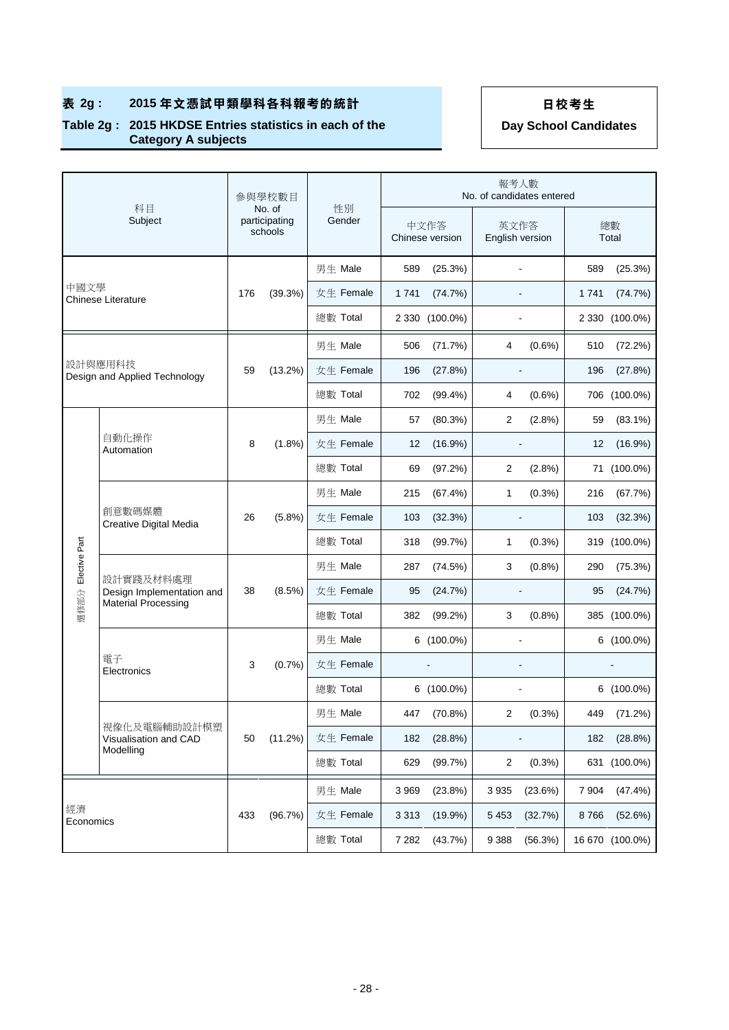## 表 2g : 2015 年文憑試甲類學科各科報考的統計

## Table 2g : 2015 HKDSE Entries statistics in each of the Category A subjects

**日校考生**

**Day School Candidates**

| 科目 Subject | | 參與學校數目 No. of participating schools | | 性別 Gender | 報考人數 No. of candidates entered | | | | | |
|---|---|---|---|---|---|---|---|---|---|---|
| | | | | | 中文作答 Chinese version | | 英文作答 English version | | 總數 Total | |
| 中國文學 Chinese Literature | | 176 | (39.3%) | 男生 Male | 589 | (25.3%) | - | | 589 | (25.3%) |
| | | | | 女生 Female | 1 741 | (74.7%) | - | | 1 741 | (74.7%) |
| | | | | 總數 Total | 2 330 | (100.0%) | - | | 2 330 | (100.0%) |
| 設計與應用科技 Design and Applied Technology | | 59 | (13.2%) | 男生 Male | 506 | (71.7%) | 4 | (0.6%) | 510 | (72.2%) |
| | | | | 女生 Female | 196 | (27.8%) | - | | 196 | (27.8%) |
| | | | | 總數 Total | 702 | (99.4%) | 4 | (0.6%) | 706 | (100.0%) |
| 選修部分 Elective Part | 自動化操作 Automation | 8 | (1.8%) | 男生 Male | 57 | (80.3%) | 2 | (2.8%) | 59 | (83.1%) |
| | | | | 女生 Female | 12 | (16.9%) | - | | 12 | (16.9%) |
| | | | | 總數 Total | 69 | (97.2%) | 2 | (2.8%) | 71 | (100.0%) |
| | 創意數碼媒體 Creative Digital Media | 26 | (5.8%) | 男生 Male | 215 | (67.4%) | 1 | (0.3%) | 216 | (67.7%) |
| | | | | 女生 Female | 103 | (32.3%) | - | | 103 | (32.3%) |
| | | | | 總數 Total | 318 | (99.7%) | 1 | (0.3%) | 319 | (100.0%) |
| | 設計實踐及材料處理 Design Implementation and Material Processing | 38 | (8.5%) | 男生 Male | 287 | (74.5%) | 3 | (0.8%) | 290 | (75.3%) |
| | | | | 女生 Female | 95 | (24.7%) | - | | 95 | (24.7%) |
| | | | | 總數 Total | 382 | (99.2%) | 3 | (0.8%) | 385 | (100.0%) |
| | 電子 Electronics | 3 | (0.7%) | 男生 Male | 6 | (100.0%) | - | | 6 | (100.0%) |
| | | | | 女生 Female | - | | - | | - | |
| | | | | 總數 Total | 6 | (100.0%) | - | | 6 | (100.0%) |
| | 視像化及電腦輔助設計模塑 Visualisation and CAD Modelling | 50 | (11.2%) | 男生 Male | 447 | (70.8%) | 2 | (0.3%) | 449 | (71.2%) |
| | | | | 女生 Female | 182 | (28.8%) | - | | 182 | (28.8%) |
| | | | | 總數 Total | 629 | (99.7%) | 2 | (0.3%) | 631 | (100.0%) |
| 經濟 Economics | | 433 | (96.7%) | 男生 Male | 3 969 | (23.8%) | 3 935 | (23.6%) | 7 904 | (47.4%) |
| | | | | 女生 Female | 3 313 | (19.9%) | 5 453 | (32.7%) | 8 766 | (52.6%) |
| | | | | 總數 Total | 7 282 | (43.7%) | 9 388 | (56.3%) | 16 670 | (100.0%) |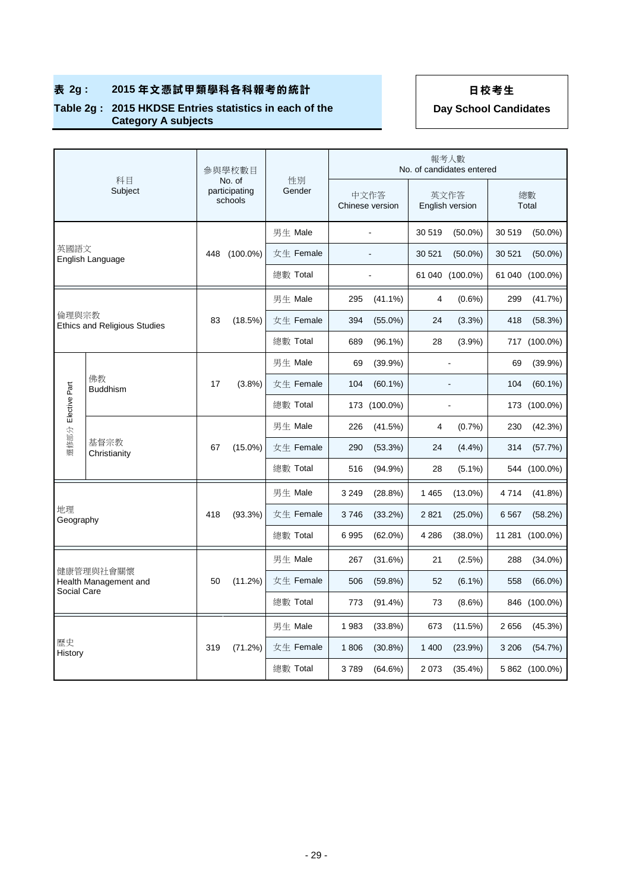## 表 2g : 2015 年文憑試甲類學科各科報考的統計

## Table 2g : 2015 HKDSE Entries statistics in each of the Category A subjects

**日校考生**

**Day School Candidates**

| 科目 Subject | | 參與學校數目 No. of participating schools | | 性別 Gender | 報考人數 No. of candidates entered | | | | | |
|---|---|---|---|---|---|---|---|---|---|---|
| | | | | | 中文作答 Chinese version | | 英文作答 English version | | 總數 Total | |
| 英國語文 English Language | | 448 | (100.0%) | 男生 Male | - | | 30 519 | (50.0%) | 30 519 | (50.0%) |
| | | | | 女生 Female | - | | 30 521 | (50.0%) | 30 521 | (50.0%) |
| | | | | 總數 Total | - | | 61 040 | (100.0%) | 61 040 | (100.0%) |
| 倫理與宗教 Ethics and Religious Studies | | 83 | (18.5%) | 男生 Male | 295 | (41.1%) | 4 | (0.6%) | 299 | (41.7%) |
| | | | | 女生 Female | 394 | (55.0%) | 24 | (3.3%) | 418 | (58.3%) |
| | | | | 總數 Total | 689 | (96.1%) | 28 | (3.9%) | 717 | (100.0%) |
| 選修部分 Elective Part | 佛教 Buddhism | 17 | (3.8%) | 男生 Male | 69 | (39.9%) | - | | 69 | (39.9%) |
| | | | | 女生 Female | 104 | (60.1%) | - | | 104 | (60.1%) |
| | | | | 總數 Total | 173 | (100.0%) | - | | 173 | (100.0%) |
| | 基督宗教 Christianity | 67 | (15.0%) | 男生 Male | 226 | (41.5%) | 4 | (0.7%) | 230 | (42.3%) |
| | | | | 女生 Female | 290 | (53.3%) | 24 | (4.4%) | 314 | (57.7%) |
| | | | | 總數 Total | 516 | (94.9%) | 28 | (5.1%) | 544 | (100.0%) |
| 地理 Geography | | 418 | (93.3%) | 男生 Male | 3 249 | (28.8%) | 1 465 | (13.0%) | 4 714 | (41.8%) |
| | | | | 女生 Female | 3 746 | (33.2%) | 2 821 | (25.0%) | 6 567 | (58.2%) |
| | | | | 總數 Total | 6 995 | (62.0%) | 4 286 | (38.0%) | 11 281 | (100.0%) |
| 健康管理與社會關懷 Health Management and Social Care | | 50 | (11.2%) | 男生 Male | 267 | (31.6%) | 21 | (2.5%) | 288 | (34.0%) |
| | | | | 女生 Female | 506 | (59.8%) | 52 | (6.1%) | 558 | (66.0%) |
| | | | | 總數 Total | 773 | (91.4%) | 73 | (8.6%) | 846 | (100.0%) |
| 歷史 History | | 319 | (71.2%) | 男生 Male | 1 983 | (33.8%) | 673 | (11.5%) | 2 656 | (45.3%) |
| | | | | 女生 Female | 1 806 | (30.8%) | 1 400 | (23.9%) | 3 206 | (54.7%) |
| | | | | 總數 Total | 3 789 | (64.6%) | 2 073 | (35.4%) | 5 862 | (100.0%) |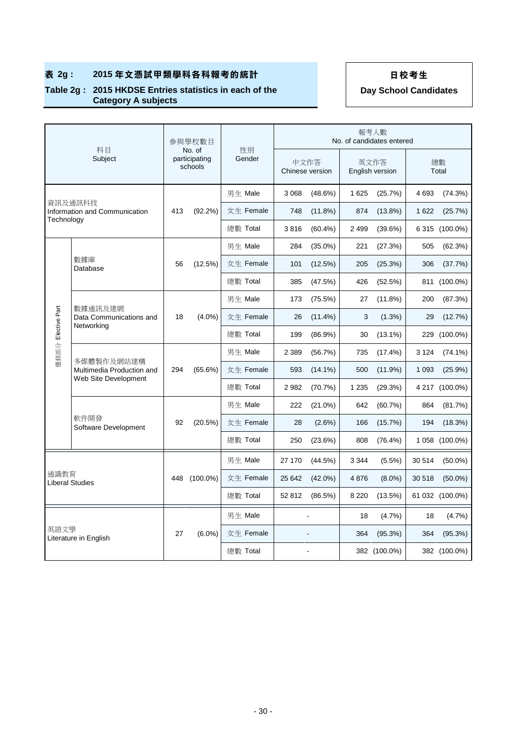## 表 2g : 2015 年文憑試甲類學科各科報考的統計

## Table 2g : 2015 HKDSE Entries statistics in each of the Category A subjects

**日校考生**

**Day School Candidates**

| 科目 Subject | | 參與學校數目 No. of participating schools | | 性別 Gender | 報考人數 No. of candidates entered | | | | | |
|---|---|---|---|---|---|---|---|---|---|---|
| | | | | | 中文作答 Chinese version | | 英文作答 English version | | 總數 Total | |
| 資訊及通訊科技 Information and Communication Technology | | 413 | (92.2%) | 男生 Male | 3 068 | (48.6%) | 1 625 | (25.7%) | 4 693 | (74.3%) |
| | | | | 女生 Female | 748 | (11.8%) | 874 | (13.8%) | 1 622 | (25.7%) |
| | | | | 總數 Total | 3 816 | (60.4%) | 2 499 | (39.6%) | 6 315 | (100.0%) |
| 選修部分 Elective Part | 數據庫 Database | 56 | (12.5%) | 男生 Male | 284 | (35.0%) | 221 | (27.3%) | 505 | (62.3%) |
| | | | | 女生 Female | 101 | (12.5%) | 205 | (25.3%) | 306 | (37.7%) |
| | | | | 總數 Total | 385 | (47.5%) | 426 | (52.5%) | 811 | (100.0%) |
| | 數據通訊及建網 Data Communications and Networking | 18 | (4.0%) | 男生 Male | 173 | (75.5%) | 27 | (11.8%) | 200 | (87.3%) |
| | | | | 女生 Female | 26 | (11.4%) | 3 | (1.3%) | 29 | (12.7%) |
| | | | | 總數 Total | 199 | (86.9%) | 30 | (13.1%) | 229 | (100.0%) |
| | 多媒體製作及網站建構 Multimedia Production and Web Site Development | 294 | (65.6%) | 男生 Male | 2 389 | (56.7%) | 735 | (17.4%) | 3 124 | (74.1%) |
| | | | | 女生 Female | 593 | (14.1%) | 500 | (11.9%) | 1 093 | (25.9%) |
| | | | | 總數 Total | 2 982 | (70.7%) | 1 235 | (29.3%) | 4 217 | (100.0%) |
| | 軟件開發 Software Development | 92 | (20.5%) | 男生 Male | 222 | (21.0%) | 642 | (60.7%) | 864 | (81.7%) |
| | | | | 女生 Female | 28 | (2.6%) | 166 | (15.7%) | 194 | (18.3%) |
| | | | | 總數 Total | 250 | (23.6%) | 808 | (76.4%) | 1 058 | (100.0%) |
| 通識教育 Liberal Studies | | 448 | (100.0%) | 男生 Male | 27 170 | (44.5%) | 3 344 | (5.5%) | 30 514 | (50.0%) |
| | | | | 女生 Female | 25 642 | (42.0%) | 4 876 | (8.0%) | 30 518 | (50.0%) |
| | | | | 總數 Total | 52 812 | (86.5%) | 8 220 | (13.5%) | 61 032 | (100.0%) |
| 英語文學 Literature in English | | 27 | (6.0%) | 男生 Male | - | | 18 | (4.7%) | 18 | (4.7%) |
| | | | | 女生 Female | - | | 364 | (95.3%) | 364 | (95.3%) |
| | | | | 總數 Total | - | | 382 | (100.0%) | 382 | (100.0%) |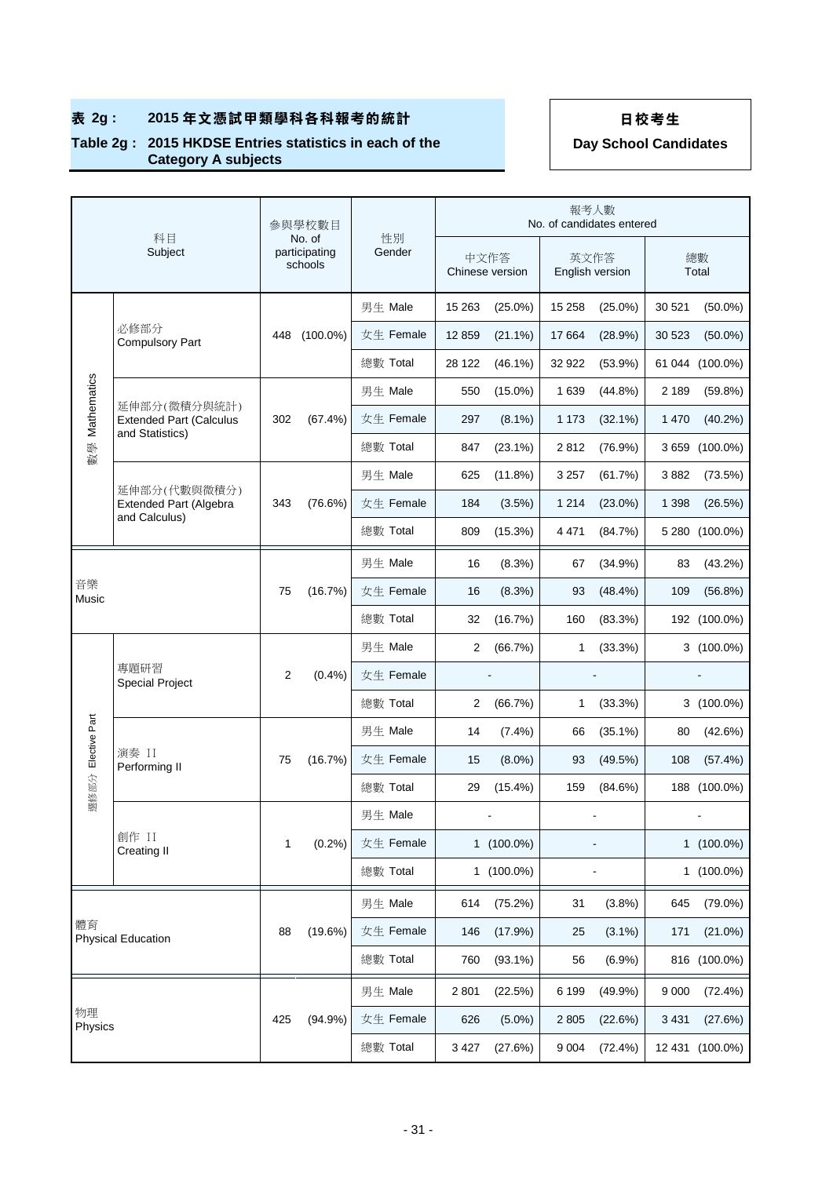## 表 2g : 2015 年文憑試甲類學科各科報考的統計

## Table 2g : 2015 HKDSE Entries statistics in each of the Category A subjects

**日校考生**

**Day School Candidates**

| 科目 Subject | | 參與學校數目 No. of participating schools | | 性別 Gender | 報考人數 No. of candidates entered | | | | | |
|---|---|---|---|---|---|---|---|---|---|---|
| | | | | | 中文作答 Chinese version | | 英文作答 English version | | 總數 Total | |
| 數學 Mathematics | 必修部分 Compulsory Part | 448 | (100.0%) | 男生 Male | 15 263 | (25.0%) | 15 258 | (25.0%) | 30 521 | (50.0%) |
| | | | | 女生 Female | 12 859 | (21.1%) | 17 664 | (28.9%) | 30 523 | (50.0%) |
| | | | | 總數 Total | 28 122 | (46.1%) | 32 922 | (53.9%) | 61 044 | (100.0%) |
| | 延伸部分(微積分與統計) Extended Part (Calculus and Statistics) | 302 | (67.4%) | 男生 Male | 550 | (15.0%) | 1 639 | (44.8%) | 2 189 | (59.8%) |
| | | | | 女生 Female | 297 | (8.1%) | 1 173 | (32.1%) | 1 470 | (40.2%) |
| | | | | 總數 Total | 847 | (23.1%) | 2 812 | (76.9%) | 3 659 | (100.0%) |
| | 延伸部分(代數與微積分) Extended Part (Algebra and Calculus) | 343 | (76.6%) | 男生 Male | 625 | (11.8%) | 3 257 | (61.7%) | 3 882 | (73.5%) |
| | | | | 女生 Female | 184 | (3.5%) | 1 214 | (23.0%) | 1 398 | (26.5%) |
| | | | | 總數 Total | 809 | (15.3%) | 4 471 | (84.7%) | 5 280 | (100.0%) |
| 音樂 Music | | 75 | (16.7%) | 男生 Male | 16 | (8.3%) | 67 | (34.9%) | 83 | (43.2%) |
| | | | | 女生 Female | 16 | (8.3%) | 93 | (48.4%) | 109 | (56.8%) |
| | | | | 總數 Total | 32 | (16.7%) | 160 | (83.3%) | 192 | (100.0%) |
| 選修部分 Elective Part | 專題研習 Special Project | 2 | (0.4%) | 男生 Male | 2 | (66.7%) | 1 | (33.3%) | 3 | (100.0%) |
| | | | | 女生 Female | - | | - | | - | |
| | | | | 總數 Total | 2 | (66.7%) | 1 | (33.3%) | 3 | (100.0%) |
| | 演奏 II Performing II | 75 | (16.7%) | 男生 Male | 14 | (7.4%) | 66 | (35.1%) | 80 | (42.6%) |
| | | | | 女生 Female | 15 | (8.0%) | 93 | (49.5%) | 108 | (57.4%) |
| | | | | 總數 Total | 29 | (15.4%) | 159 | (84.6%) | 188 | (100.0%) |
| | 創作 II Creating II | 1 | (0.2%) | 男生 Male | - | | - | | - | |
| | | | | 女生 Female | 1 | (100.0%) | - | | 1 | (100.0%) |
| | | | | 總數 Total | 1 | (100.0%) | - | | 1 | (100.0%) |
| 體育 Physical Education | | 88 | (19.6%) | 男生 Male | 614 | (75.2%) | 31 | (3.8%) | 645 | (79.0%) |
| | | | | 女生 Female | 146 | (17.9%) | 25 | (3.1%) | 171 | (21.0%) |
| | | | | 總數 Total | 760 | (93.1%) | 56 | (6.9%) | 816 | (100.0%) |
| 物理 Physics | | 425 | (94.9%) | 男生 Male | 2 801 | (22.5%) | 6 199 | (49.9%) | 9 000 | (72.4%) |
| | | | | 女生 Female | 626 | (5.0%) | 2 805 | (22.6%) | 3 431 | (27.6%) |
| | | | | 總數 Total | 3 427 | (27.6%) | 9 004 | (72.4%) | 12 431 | (100.0%) |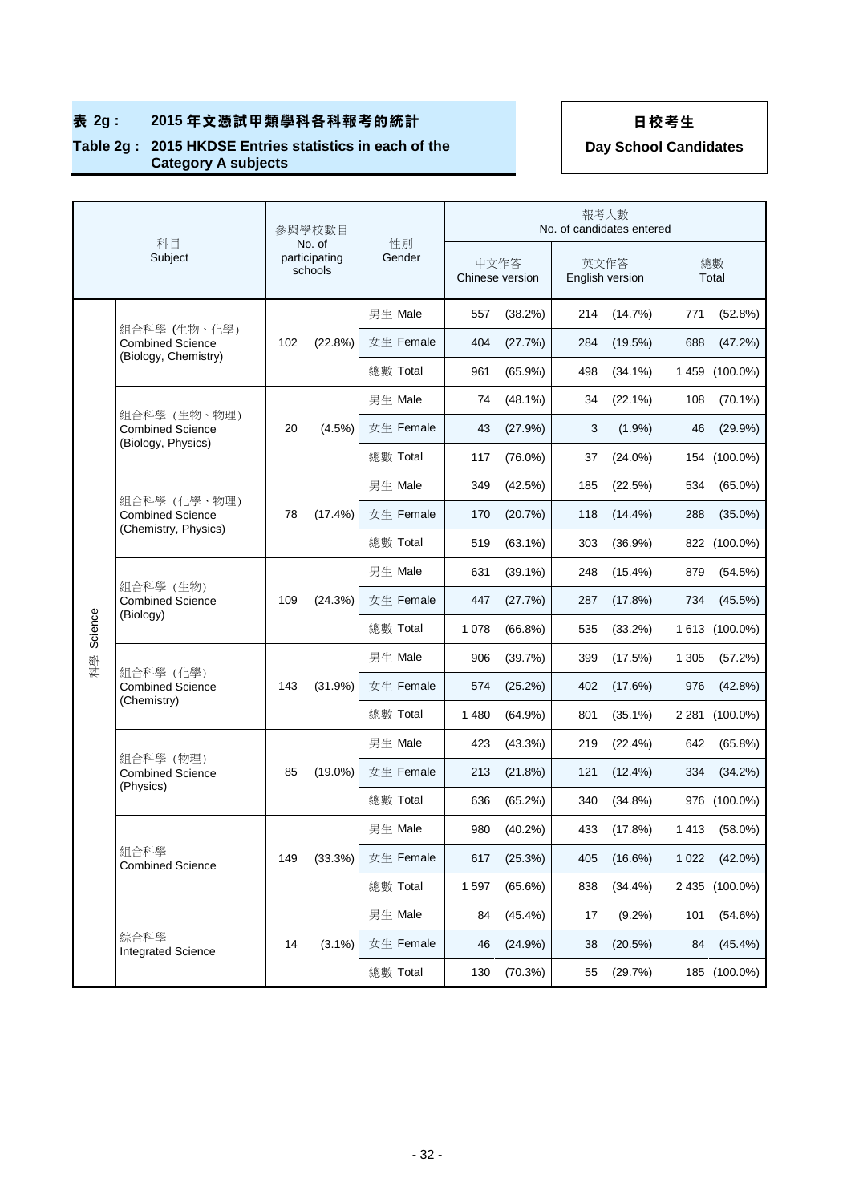**表 2g : 2015 年文憑試甲類學科各科報考的統計**

**Table 2g : 2015 HKDSE Entries statistics in each of the Category A subjects**

**日校考生**

**Day School Candidates**

| | 科目 Subject | 參與學校數目 No. of participating schools | | 性別 Gender | 報考人數 No. of candidates entered | | | | | |
|---|---|---|---|---|---|---|---|---|---|---|
| | | | | | 中文作答 Chinese version | | 英文作答 English version | | 總數 Total | |
| 科學 Science | 組合科學 (生物、化學) Combined Science (Biology, Chemistry) | 102 | (22.8%) | 男生 Male | 557 | (38.2%) | 214 | (14.7%) | 771 | (52.8%) |
| | | | | 女生 Female | 404 | (27.7%) | 284 | (19.5%) | 688 | (47.2%) |
| | | | | 總數 Total | 961 | (65.9%) | 498 | (34.1%) | 1 459 | (100.0%) |
| | 組合科學（生物、物理） Combined Science (Biology, Physics) | 20 | (4.5%) | 男生 Male | 74 | (48.1%) | 34 | (22.1%) | 108 | (70.1%) |
| | | | | 女生 Female | 43 | (27.9%) | 3 | (1.9%) | 46 | (29.9%) |
| | | | | 總數 Total | 117 | (76.0%) | 37 | (24.0%) | 154 | (100.0%) |
| | 組合科學（化學、物理） Combined Science (Chemistry, Physics) | 78 | (17.4%) | 男生 Male | 349 | (42.5%) | 185 | (22.5%) | 534 | (65.0%) |
| | | | | 女生 Female | 170 | (20.7%) | 118 | (14.4%) | 288 | (35.0%) |
| | | | | 總數 Total | 519 | (63.1%) | 303 | (36.9%) | 822 | (100.0%) |
| | 組合科學（生物） Combined Science (Biology) | 109 | (24.3%) | 男生 Male | 631 | (39.1%) | 248 | (15.4%) | 879 | (54.5%) |
| | | | | 女生 Female | 447 | (27.7%) | 287 | (17.8%) | 734 | (45.5%) |
| | | | | 總數 Total | 1 078 | (66.8%) | 535 | (33.2%) | 1 613 | (100.0%) |
| | 組合科學（化學） Combined Science (Chemistry) | 143 | (31.9%) | 男生 Male | 906 | (39.7%) | 399 | (17.5%) | 1 305 | (57.2%) |
| | | | | 女生 Female | 574 | (25.2%) | 402 | (17.6%) | 976 | (42.8%) |
| | | | | 總數 Total | 1 480 | (64.9%) | 801 | (35.1%) | 2 281 | (100.0%) |
| | 組合科學（物理） Combined Science (Physics) | 85 | (19.0%) | 男生 Male | 423 | (43.3%) | 219 | (22.4%) | 642 | (65.8%) |
| | | | | 女生 Female | 213 | (21.8%) | 121 | (12.4%) | 334 | (34.2%) |
| | | | | 總數 Total | 636 | (65.2%) | 340 | (34.8%) | 976 | (100.0%) |
| | 組合科學 Combined Science | 149 | (33.3%) | 男生 Male | 980 | (40.2%) | 433 | (17.8%) | 1 413 | (58.0%) |
| | | | | 女生 Female | 617 | (25.3%) | 405 | (16.6%) | 1 022 | (42.0%) |
| | | | | 總數 Total | 1 597 | (65.6%) | 838 | (34.4%) | 2 435 | (100.0%) |
| | 綜合科學 Integrated Science | 14 | (3.1%) | 男生 Male | 84 | (45.4%) | 17 | (9.2%) | 101 | (54.6%) |
| | | | | 女生 Female | 46 | (24.9%) | 38 | (20.5%) | 84 | (45.4%) |
| | | | | 總數 Total | 130 | (70.3%) | 55 | (29.7%) | 185 | (100.0%) |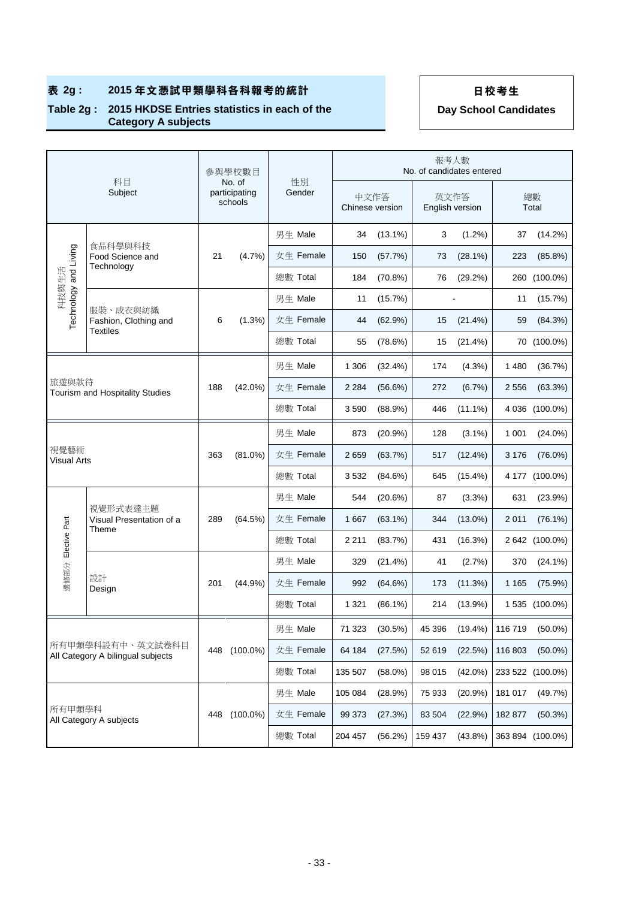**表 2g : 2015 年文憑試甲類學科各科報考的統計**

**Table 2g : 2015 HKDSE Entries statistics in each of the Category A subjects**

**日校考生**

**Day School Candidates**

| 科目 Subject | | 參與學校數目 No. of participating schools | | 性別 Gender | 報考人數 No. of candidates entered | | | | | |
|---|---|---|---|---|---|---|---|---|---|---|
| | | | | | 中文作答 Chinese version | | 英文作答 English version | | 總數 Total | |
| 科技與生活 Technology and Living | 食品科學與科技 Food Science and Technology | 21 | (4.7%) | 男生 Male | 34 | (13.1%) | 3 | (1.2%) | 37 | (14.2%) |
| | | | | 女生 Female | 150 | (57.7%) | 73 | (28.1%) | 223 | (85.8%) |
| | | | | 總數 Total | 184 | (70.8%) | 76 | (29.2%) | 260 | (100.0%) |
| | 服裝、成衣與紡織 Fashion, Clothing and Textiles | 6 | (1.3%) | 男生 Male | 11 | (15.7%) | - | | 11 | (15.7%) |
| | | | | 女生 Female | 44 | (62.9%) | 15 | (21.4%) | 59 | (84.3%) |
| | | | | 總數 Total | 55 | (78.6%) | 15 | (21.4%) | 70 | (100.0%) |
| 旅遊與款待 Tourism and Hospitality Studies | | 188 | (42.0%) | 男生 Male | 1 306 | (32.4%) | 174 | (4.3%) | 1 480 | (36.7%) |
| | | | | 女生 Female | 2 284 | (56.6%) | 272 | (6.7%) | 2 556 | (63.3%) |
| | | | | 總數 Total | 3 590 | (88.9%) | 446 | (11.1%) | 4 036 | (100.0%) |
| 視覺藝術 Visual Arts | | 363 | (81.0%) | 男生 Male | 873 | (20.9%) | 128 | (3.1%) | 1 001 | (24.0%) |
| | | | | 女生 Female | 2 659 | (63.7%) | 517 | (12.4%) | 3 176 | (76.0%) |
| | | | | 總數 Total | 3 532 | (84.6%) | 645 | (15.4%) | 4 177 | (100.0%) |
| 選修部分 Elective Part | 視覺形式表達主題 Visual Presentation of a Theme | 289 | (64.5%) | 男生 Male | 544 | (20.6%) | 87 | (3.3%) | 631 | (23.9%) |
| | | | | 女生 Female | 1 667 | (63.1%) | 344 | (13.0%) | 2 011 | (76.1%) |
| | | | | 總數 Total | 2 211 | (83.7%) | 431 | (16.3%) | 2 642 | (100.0%) |
| | 設計 Design | 201 | (44.9%) | 男生 Male | 329 | (21.4%) | 41 | (2.7%) | 370 | (24.1%) |
| | | | | 女生 Female | 992 | (64.6%) | 173 | (11.3%) | 1 165 | (75.9%) |
| | | | | 總數 Total | 1 321 | (86.1%) | 214 | (13.9%) | 1 535 | (100.0%) |
| 所有甲類學科設有中、英文試卷科目 All Category A bilingual subjects | | 448 | (100.0%) | 男生 Male | 71 323 | (30.5%) | 45 396 | (19.4%) | 116 719 | (50.0%) |
| | | | | 女生 Female | 64 184 | (27.5%) | 52 619 | (22.5%) | 116 803 | (50.0%) |
| | | | | 總數 Total | 135 507 | (58.0%) | 98 015 | (42.0%) | 233 522 | (100.0%) |
| 所有甲類學科 All Category A subjects | | 448 | (100.0%) | 男生 Male | 105 084 | (28.9%) | 75 933 | (20.9%) | 181 017 | (49.7%) |
| | | | | 女生 Female | 99 373 | (27.3%) | 83 504 | (22.9%) | 182 877 | (50.3%) |
| | | | | 總數 Total | 204 457 | (56.2%) | 159 437 | (43.8%) | 363 894 | (100.0%) |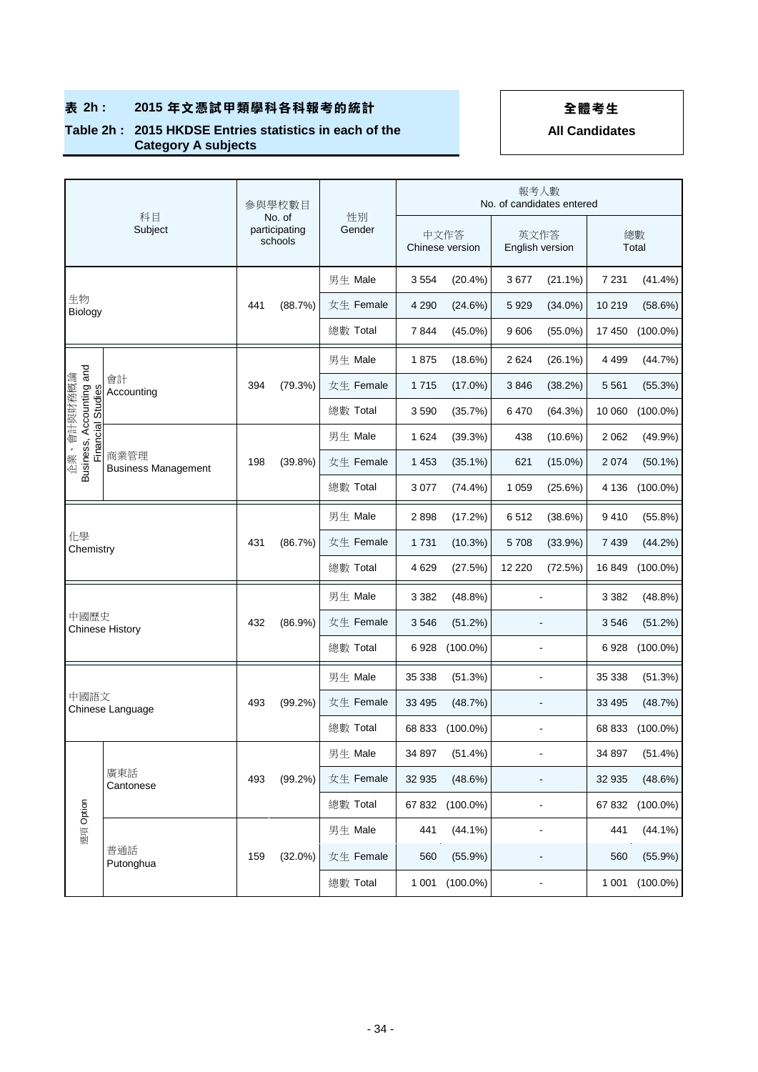## 表 2h : 2015 年文憑試甲類學科各科報考的統計

## Table 2h : 2015 HKDSE Entries statistics in each of the Category A subjects

**全體考生**

**All Candidates**

| 科目 Subject | | 參與學校數目 No. of participating schools | | 性別 Gender | 報考人數 No. of candidates entered | | | | | |
|---|---|---|---|---|---|---|---|---|---|---|
| | | | | | 中文作答 Chinese version | | 英文作答 English version | | 總數 Total | |
| 生物 Biology | | 441 | (88.7%) | 男生 Male | 3 554 | (20.4%) | 3 677 | (21.1%) | 7 231 | (41.4%) |
| | | | | 女生 Female | 4 290 | (24.6%) | 5 929 | (34.0%) | 10 219 | (58.6%) |
| | | | | 總數 Total | 7 844 | (45.0%) | 9 606 | (55.0%) | 17 450 | (100.0%) |
| 企業、會計與財務概論 Business, Accounting and Financial Studies | 會計 Accounting | 394 | (79.3%) | 男生 Male | 1 875 | (18.6%) | 2 624 | (26.1%) | 4 499 | (44.7%) |
| | | | | 女生 Female | 1 715 | (17.0%) | 3 846 | (38.2%) | 5 561 | (55.3%) |
| | | | | 總數 Total | 3 590 | (35.7%) | 6 470 | (64.3%) | 10 060 | (100.0%) |
| | 商業管理 Business Management | 198 | (39.8%) | 男生 Male | 1 624 | (39.3%) | 438 | (10.6%) | 2 062 | (49.9%) |
| | | | | 女生 Female | 1 453 | (35.1%) | 621 | (15.0%) | 2 074 | (50.1%) |
| | | | | 總數 Total | 3 077 | (74.4%) | 1 059 | (25.6%) | 4 136 | (100.0%) |
| 化學 Chemistry | | 431 | (86.7%) | 男生 Male | 2 898 | (17.2%) | 6 512 | (38.6%) | 9 410 | (55.8%) |
| | | | | 女生 Female | 1 731 | (10.3%) | 5 708 | (33.9%) | 7 439 | (44.2%) |
| | | | | 總數 Total | 4 629 | (27.5%) | 12 220 | (72.5%) | 16 849 | (100.0%) |
| 中國歷史 Chinese History | | 432 | (86.9%) | 男生 Male | 3 382 | (48.8%) | - | | 3 382 | (48.8%) |
| | | | | 女生 Female | 3 546 | (51.2%) | - | | 3 546 | (51.2%) |
| | | | | 總數 Total | 6 928 | (100.0%) | - | | 6 928 | (100.0%) |
| 中國語文 Chinese Language | | 493 | (99.2%) | 男生 Male | 35 338 | (51.3%) | - | | 35 338 | (51.3%) |
| | | | | 女生 Female | 33 495 | (48.7%) | - | | 33 495 | (48.7%) |
| | | | | 總數 Total | 68 833 | (100.0%) | - | | 68 833 | (100.0%) |
| 選項 Option | 廣東話 Cantonese | 493 | (99.2%) | 男生 Male | 34 897 | (51.4%) | - | | 34 897 | (51.4%) |
| | | | | 女生 Female | 32 935 | (48.6%) | - | | 32 935 | (48.6%) |
| | | | | 總數 Total | 67 832 | (100.0%) | - | | 67 832 | (100.0%) |
| | 普通話 Putonghua | 159 | (32.0%) | 男生 Male | 441 | (44.1%) | - | | 441 | (44.1%) |
| | | | | 女生 Female | 560 | (55.9%) | - | | 560 | (55.9%) |
| | | | | 總數 Total | 1 001 | (100.0%) | - | | 1 001 | (100.0%) |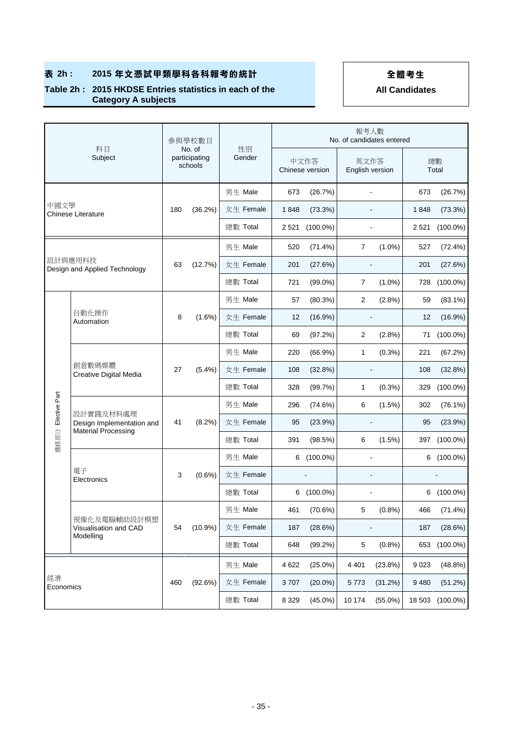# 表 2h : 2015 年文憑試甲類學科各科報考的統計

# Table 2h : 2015 HKDSE Entries statistics in each of the Category A subjects

**全體考生**

**All Candidates**

| | 科目 Subject | 參與學校數目 No. of participating schools | | 性別 Gender | 報考人數 No. of candidates entered | | | | | |
|---|---|---|---|---|---|---|---|---|---|---|
| | | | | | 中文作答 Chinese version | | 英文作答 English version | | 總數 Total | |
| 中國文學 Chinese Literature | | 180 | (36.2%) | 男生 Male | 673 | (26.7%) | - | | 673 | (26.7%) |
| | | | | 女生 Female | 1 848 | (73.3%) | - | | 1 848 | (73.3%) |
| | | | | 總數 Total | 2 521 | (100.0%) | - | | 2 521 | (100.0%) |
| 設計與應用科技 Design and Applied Technology | | 63 | (12.7%) | 男生 Male | 520 | (71.4%) | 7 | (1.0%) | 527 | (72.4%) |
| | | | | 女生 Female | 201 | (27.6%) | - | | 201 | (27.6%) |
| | | | | 總數 Total | 721 | (99.0%) | 7 | (1.0%) | 728 | (100.0%) |
| 選修部分 Elective Part | 自動化操作 Automation | 8 | (1.6%) | 男生 Male | 57 | (80.3%) | 2 | (2.8%) | 59 | (83.1%) |
| | | | | 女生 Female | 12 | (16.9%) | - | | 12 | (16.9%) |
| | | | | 總數 Total | 69 | (97.2%) | 2 | (2.8%) | 71 | (100.0%) |
| | 創意數碼媒體 Creative Digital Media | 27 | (5.4%) | 男生 Male | 220 | (66.9%) | 1 | (0.3%) | 221 | (67.2%) |
| | | | | 女生 Female | 108 | (32.8%) | - | | 108 | (32.8%) |
| | | | | 總數 Total | 328 | (99.7%) | 1 | (0.3%) | 329 | (100.0%) |
| | 設計實踐及材料處理 Design Implementation and Material Processing | 41 | (8.2%) | 男生 Male | 296 | (74.6%) | 6 | (1.5%) | 302 | (76.1%) |
| | | | | 女生 Female | 95 | (23.9%) | - | | 95 | (23.9%) |
| | | | | 總數 Total | 391 | (98.5%) | 6 | (1.5%) | 397 | (100.0%) |
| | 電子 Electronics | 3 | (0.6%) | 男生 Male | 6 | (100.0%) | - | | 6 | (100.0%) |
| | | | | 女生 Female | - | | - | | - | |
| | | | | 總數 Total | 6 | (100.0%) | - | | 6 | (100.0%) |
| | 視像化及電腦輔助設計模塑 Visualisation and CAD Modelling | 54 | (10.9%) | 男生 Male | 461 | (70.6%) | 5 | (0.8%) | 466 | (71.4%) |
| | | | | 女生 Female | 187 | (28.6%) | - | | 187 | (28.6%) |
| | | | | 總數 Total | 648 | (99.2%) | 5 | (0.8%) | 653 | (100.0%) |
| 經濟 Economics | | 460 | (92.6%) | 男生 Male | 4 622 | (25.0%) | 4 401 | (23.8%) | 9 023 | (48.8%) |
| | | | | 女生 Female | 3 707 | (20.0%) | 5 773 | (31.2%) | 9 480 | (51.2%) |
| | | | | 總數 Total | 8 329 | (45.0%) | 10 174 | (55.0%) | 18 503 | (100.0%) |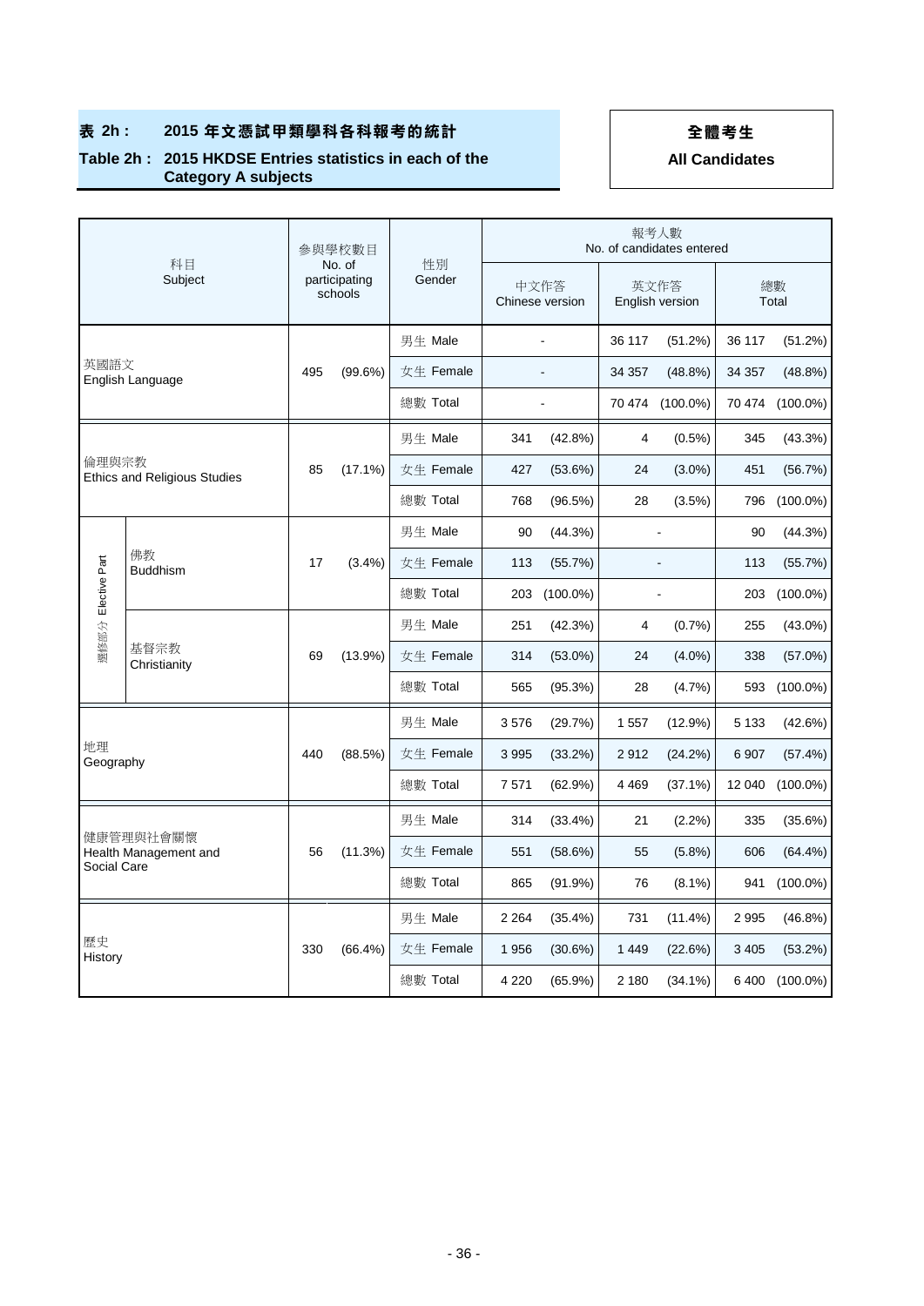# 表 2h : 2015 年文憑試甲類學科各科報考的統計

## Table 2h : 2015 HKDSE Entries statistics in each of the Category A subjects

**全體考生**

**All Candidates**

| 科目 Subject | | 參與學校數目 No. of participating schools | | 性別 Gender | 報考人數 No. of candidates entered | | | | | |
|---|---|---|---|---|---|---|---|---|---|---|
| | | | | | 中文作答 Chinese version | | 英文作答 English version | | 總數 Total | |
| 英國語文 English Language | | 495 | (99.6%) | 男生 Male | - | | 36 117 | (51.2%) | 36 117 | (51.2%) |
| | | | | 女生 Female | - | | 34 357 | (48.8%) | 34 357 | (48.8%) |
| | | | | 總數 Total | - | | 70 474 | (100.0%) | 70 474 | (100.0%) |
| 倫理與宗教 Ethics and Religious Studies | | 85 | (17.1%) | 男生 Male | 341 | (42.8%) | 4 | (0.5%) | 345 | (43.3%) |
| | | | | 女生 Female | 427 | (53.6%) | 24 | (3.0%) | 451 | (56.7%) |
| | | | | 總數 Total | 768 | (96.5%) | 28 | (3.5%) | 796 | (100.0%) |
| 選修部分 Elective Part | 佛教 Buddhism | 17 | (3.4%) | 男生 Male | 90 | (44.3%) | - | | 90 | (44.3%) |
| | | | | 女生 Female | 113 | (55.7%) | - | | 113 | (55.7%) |
| | | | | 總數 Total | 203 | (100.0%) | - | | 203 | (100.0%) |
| | 基督宗教 Christianity | 69 | (13.9%) | 男生 Male | 251 | (42.3%) | 4 | (0.7%) | 255 | (43.0%) |
| | | | | 女生 Female | 314 | (53.0%) | 24 | (4.0%) | 338 | (57.0%) |
| | | | | 總數 Total | 565 | (95.3%) | 28 | (4.7%) | 593 | (100.0%) |
| 地理 Geography | | 440 | (88.5%) | 男生 Male | 3 576 | (29.7%) | 1 557 | (12.9%) | 5 133 | (42.6%) |
| | | | | 女生 Female | 3 995 | (33.2%) | 2 912 | (24.2%) | 6 907 | (57.4%) |
| | | | | 總數 Total | 7 571 | (62.9%) | 4 469 | (37.1%) | 12 040 | (100.0%) |
| 健康管理與社會關懷 Health Management and Social Care | | 56 | (11.3%) | 男生 Male | 314 | (33.4%) | 21 | (2.2%) | 335 | (35.6%) |
| | | | | 女生 Female | 551 | (58.6%) | 55 | (5.8%) | 606 | (64.4%) |
| | | | | 總數 Total | 865 | (91.9%) | 76 | (8.1%) | 941 | (100.0%) |
| 歷史 History | | 330 | (66.4%) | 男生 Male | 2 264 | (35.4%) | 731 | (11.4%) | 2 995 | (46.8%) |
| | | | | 女生 Female | 1 956 | (30.6%) | 1 449 | (22.6%) | 3 405 | (53.2%) |
| | | | | 總數 Total | 4 220 | (65.9%) | 2 180 | (34.1%) | 6 400 | (100.0%) |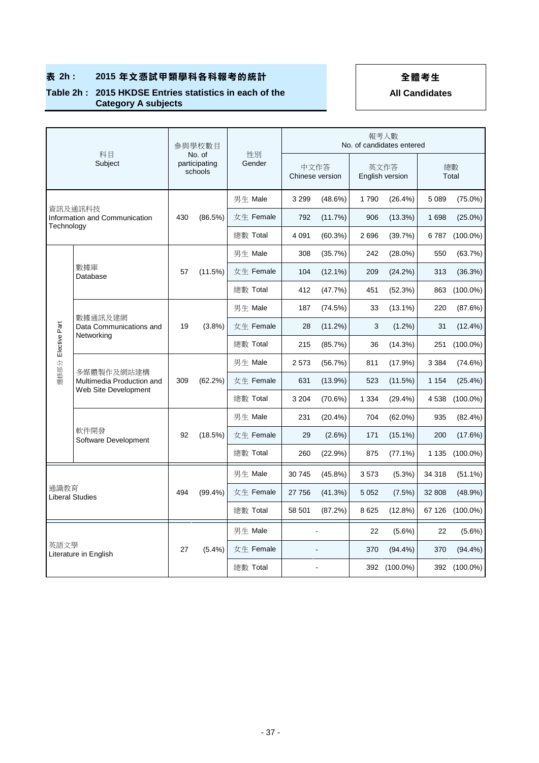**表 2h : 2015 年文憑試甲類學科各科報考的統計**

**Table 2h : 2015 HKDSE Entries statistics in each of the Category A subjects**

**全體考生**

**All Candidates**

| 科目 Subject | | 參與學校數目 No. of participating schools | | 性別 Gender | 報考人數 No. of candidates entered | | | | | |
|---|---|---|---|---|---|---|---|---|---|---|
| | | | | | 中文作答 Chinese version | | 英文作答 English version | | 總數 Total | |
| 資訊及通訊科技 Information and Communication Technology | | 430 | (86.5%) | 男生 Male | 3 299 | (48.6%) | 1 790 | (26.4%) | 5 089 | (75.0%) |
| | | | | 女生 Female | 792 | (11.7%) | 906 | (13.3%) | 1 698 | (25.0%) |
| | | | | 總數 Total | 4 091 | (60.3%) | 2 696 | (39.7%) | 6 787 | (100.0%) |
| 選修部分 Elective Part | 數據庫 Database | 57 | (11.5%) | 男生 Male | 308 | (35.7%) | 242 | (28.0%) | 550 | (63.7%) |
| | | | | 女生 Female | 104 | (12.1%) | 209 | (24.2%) | 313 | (36.3%) |
| | | | | 總數 Total | 412 | (47.7%) | 451 | (52.3%) | 863 | (100.0%) |
| | 數據通訊及建網 Data Communications and Networking | 19 | (3.8%) | 男生 Male | 187 | (74.5%) | 33 | (13.1%) | 220 | (87.6%) |
| | | | | 女生 Female | 28 | (11.2%) | 3 | (1.2%) | 31 | (12.4%) |
| | | | | 總數 Total | 215 | (85.7%) | 36 | (14.3%) | 251 | (100.0%) |
| | 多媒體製作及網站建構 Multimedia Production and Web Site Development | 309 | (62.2%) | 男生 Male | 2 573 | (56.7%) | 811 | (17.9%) | 3 384 | (74.6%) |
| | | | | 女生 Female | 631 | (13.9%) | 523 | (11.5%) | 1 154 | (25.4%) |
| | | | | 總數 Total | 3 204 | (70.6%) | 1 334 | (29.4%) | 4 538 | (100.0%) |
| | 軟件開發 Software Development | 92 | (18.5%) | 男生 Male | 231 | (20.4%) | 704 | (62.0%) | 935 | (82.4%) |
| | | | | 女生 Female | 29 | (2.6%) | 171 | (15.1%) | 200 | (17.6%) |
| | | | | 總數 Total | 260 | (22.9%) | 875 | (77.1%) | 1 135 | (100.0%) |
| 通識教育 Liberal Studies | | 494 | (99.4%) | 男生 Male | 30 745 | (45.8%) | 3 573 | (5.3%) | 34 318 | (51.1%) |
| | | | | 女生 Female | 27 756 | (41.3%) | 5 052 | (7.5%) | 32 808 | (48.9%) |
| | | | | 總數 Total | 58 501 | (87.2%) | 8 625 | (12.8%) | 67 126 | (100.0%) |
| 英語文學 Literature in English | | 27 | (5.4%) | 男生 Male | - | | 22 | (5.6%) | 22 | (5.6%) |
| | | | | 女生 Female | - | | 370 | (94.4%) | 370 | (94.4%) |
| | | | | 總數 Total | - | | 392 | (100.0%) | 392 | (100.0%) |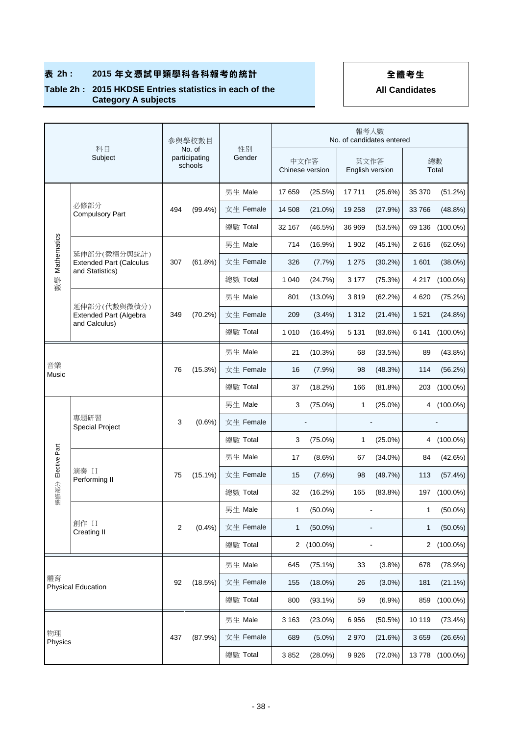## 表 2h： 2015 年文憑試甲類學科各科報考的統計

## Table 2h： 2015 HKDSE Entries statistics in each of the Category A subjects

**全體考生**

**All Candidates**

| 科目 Subject | | 參與學校數目 No. of participating schools | | 性別 Gender | 報考人數 No. of candidates entered | | | | | |
|---|---|---|---|---|---|---|---|---|---|---|
| | | | | | 中文作答 Chinese version | | 英文作答 English version | | 總數 Total | |
| 數學 Mathematics | 必修部分 Compulsory Part | 494 | (99.4%) | 男生 Male | 17 659 | (25.5%) | 17 711 | (25.6%) | 35 370 | (51.2%) |
| | | | | 女生 Female | 14 508 | (21.0%) | 19 258 | (27.9%) | 33 766 | (48.8%) |
| | | | | 總數 Total | 32 167 | (46.5%) | 36 969 | (53.5%) | 69 136 | (100.0%) |
| | 延伸部分(微積分與統計) Extended Part (Calculus and Statistics) | 307 | (61.8%) | 男生 Male | 714 | (16.9%) | 1 902 | (45.1%) | 2 616 | (62.0%) |
| | | | | 女生 Female | 326 | (7.7%) | 1 275 | (30.2%) | 1 601 | (38.0%) |
| | | | | 總數 Total | 1 040 | (24.7%) | 3 177 | (75.3%) | 4 217 | (100.0%) |
| | 延伸部分(代數與微積分) Extended Part (Algebra and Calculus) | 349 | (70.2%) | 男生 Male | 801 | (13.0%) | 3 819 | (62.2%) | 4 620 | (75.2%) |
| | | | | 女生 Female | 209 | (3.4%) | 1 312 | (21.4%) | 1 521 | (24.8%) |
| | | | | 總數 Total | 1 010 | (16.4%) | 5 131 | (83.6%) | 6 141 | (100.0%) |
| 音樂 Music | | 76 | (15.3%) | 男生 Male | 21 | (10.3%) | 68 | (33.5%) | 89 | (43.8%) |
| | | | | 女生 Female | 16 | (7.9%) | 98 | (48.3%) | 114 | (56.2%) |
| | | | | 總數 Total | 37 | (18.2%) | 166 | (81.8%) | 203 | (100.0%) |
| 選修部分 Elective Part | 專題研習 Special Project | 3 | (0.6%) | 男生 Male | 3 | (75.0%) | 1 | (25.0%) | 4 | (100.0%) |
| | | | | 女生 Female | - | | - | | - | |
| | | | | 總數 Total | 3 | (75.0%) | 1 | (25.0%) | 4 | (100.0%) |
| | 演奏 II Performing II | 75 | (15.1%) | 男生 Male | 17 | (8.6%) | 67 | (34.0%) | 84 | (42.6%) |
| | | | | 女生 Female | 15 | (7.6%) | 98 | (49.7%) | 113 | (57.4%) |
| | | | | 總數 Total | 32 | (16.2%) | 165 | (83.8%) | 197 | (100.0%) |
| | 創作 II Creating II | 2 | (0.4%) | 男生 Male | 1 | (50.0%) | - | | 1 | (50.0%) |
| | | | | 女生 Female | 1 | (50.0%) | - | | 1 | (50.0%) |
| | | | | 總數 Total | 2 | (100.0%) | - | | 2 | (100.0%) |
| 體育 Physical Education | | 92 | (18.5%) | 男生 Male | 645 | (75.1%) | 33 | (3.8%) | 678 | (78.9%) |
| | | | | 女生 Female | 155 | (18.0%) | 26 | (3.0%) | 181 | (21.1%) |
| | | | | 總數 Total | 800 | (93.1%) | 59 | (6.9%) | 859 | (100.0%) |
| 物理 Physics | | 437 | (87.9%) | 男生 Male | 3 163 | (23.0%) | 6 956 | (50.5%) | 10 119 | (73.4%) |
| | | | | 女生 Female | 689 | (5.0%) | 2 970 | (21.6%) | 3 659 | (26.6%) |
| | | | | 總數 Total | 3 852 | (28.0%) | 9 926 | (72.0%) | 13 778 | (100.0%) |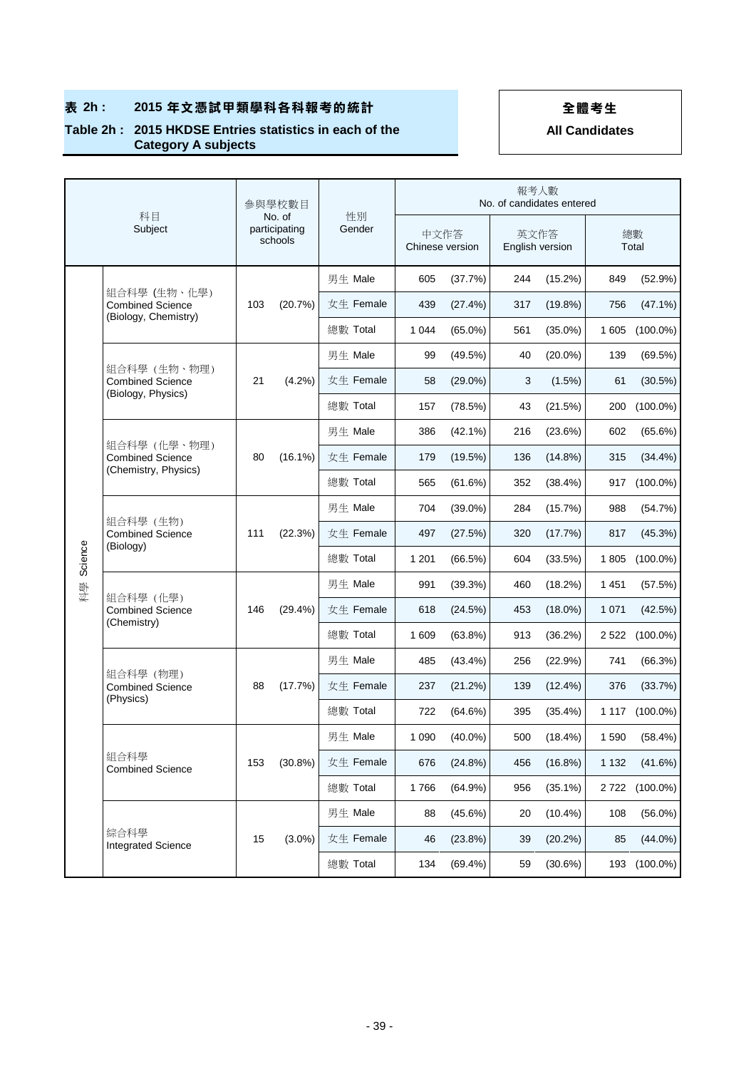**表 2h : 2015 年文憑試甲類學科各科報考的統計**

**Table 2h : 2015 HKDSE Entries statistics in each of the Category A subjects**

**全體考生**

**All Candidates**

| | 科目 Subject | 參與學校數目 No. of participating schools | | 性別 Gender | 報考人數 No. of candidates entered | | | | | |
|---|---|---|---|---|---|---|---|---|---|---|
| | | | | | 中文作答 Chinese version | | 英文作答 English version | | 總數 Total | |
| 科學 Science | 組合科學 (生物、化學) Combined Science (Biology, Chemistry) | 103 | (20.7%) | 男生 Male | 605 | (37.7%) | 244 | (15.2%) | 849 | (52.9%) |
| | | | | 女生 Female | 439 | (27.4%) | 317 | (19.8%) | 756 | (47.1%) |
| | | | | 總數 Total | 1 044 | (65.0%) | 561 | (35.0%) | 1 605 | (100.0%) |
| | 組合科學（生物、物理） Combined Science (Biology, Physics) | 21 | (4.2%) | 男生 Male | 99 | (49.5%) | 40 | (20.0%) | 139 | (69.5%) |
| | | | | 女生 Female | 58 | (29.0%) | 3 | (1.5%) | 61 | (30.5%) |
| | | | | 總數 Total | 157 | (78.5%) | 43 | (21.5%) | 200 | (100.0%) |
| | 組合科學（化學、物理） Combined Science (Chemistry, Physics) | 80 | (16.1%) | 男生 Male | 386 | (42.1%) | 216 | (23.6%) | 602 | (65.6%) |
| | | | | 女生 Female | 179 | (19.5%) | 136 | (14.8%) | 315 | (34.4%) |
| | | | | 總數 Total | 565 | (61.6%) | 352 | (38.4%) | 917 | (100.0%) |
| | 組合科學（生物） Combined Science (Biology) | 111 | (22.3%) | 男生 Male | 704 | (39.0%) | 284 | (15.7%) | 988 | (54.7%) |
| | | | | 女生 Female | 497 | (27.5%) | 320 | (17.7%) | 817 | (45.3%) |
| | | | | 總數 Total | 1 201 | (66.5%) | 604 | (33.5%) | 1 805 | (100.0%) |
| | 組合科學（化學） Combined Science (Chemistry) | 146 | (29.4%) | 男生 Male | 991 | (39.3%) | 460 | (18.2%) | 1 451 | (57.5%) |
| | | | | 女生 Female | 618 | (24.5%) | 453 | (18.0%) | 1 071 | (42.5%) |
| | | | | 總數 Total | 1 609 | (63.8%) | 913 | (36.2%) | 2 522 | (100.0%) |
| | 組合科學（物理） Combined Science (Physics) | 88 | (17.7%) | 男生 Male | 485 | (43.4%) | 256 | (22.9%) | 741 | (66.3%) |
| | | | | 女生 Female | 237 | (21.2%) | 139 | (12.4%) | 376 | (33.7%) |
| | | | | 總數 Total | 722 | (64.6%) | 395 | (35.4%) | 1 117 | (100.0%) |
| | 組合科學 Combined Science | 153 | (30.8%) | 男生 Male | 1 090 | (40.0%) | 500 | (18.4%) | 1 590 | (58.4%) |
| | | | | 女生 Female | 676 | (24.8%) | 456 | (16.8%) | 1 132 | (41.6%) |
| | | | | 總數 Total | 1 766 | (64.9%) | 956 | (35.1%) | 2 722 | (100.0%) |
| | 綜合科學 Integrated Science | 15 | (3.0%) | 男生 Male | 88 | (45.6%) | 20 | (10.4%) | 108 | (56.0%) |
| | | | | 女生 Female | 46 | (23.8%) | 39 | (20.2%) | 85 | (44.0%) |
| | | | | 總數 Total | 134 | (69.4%) | 59 | (30.6%) | 193 | (100.0%) |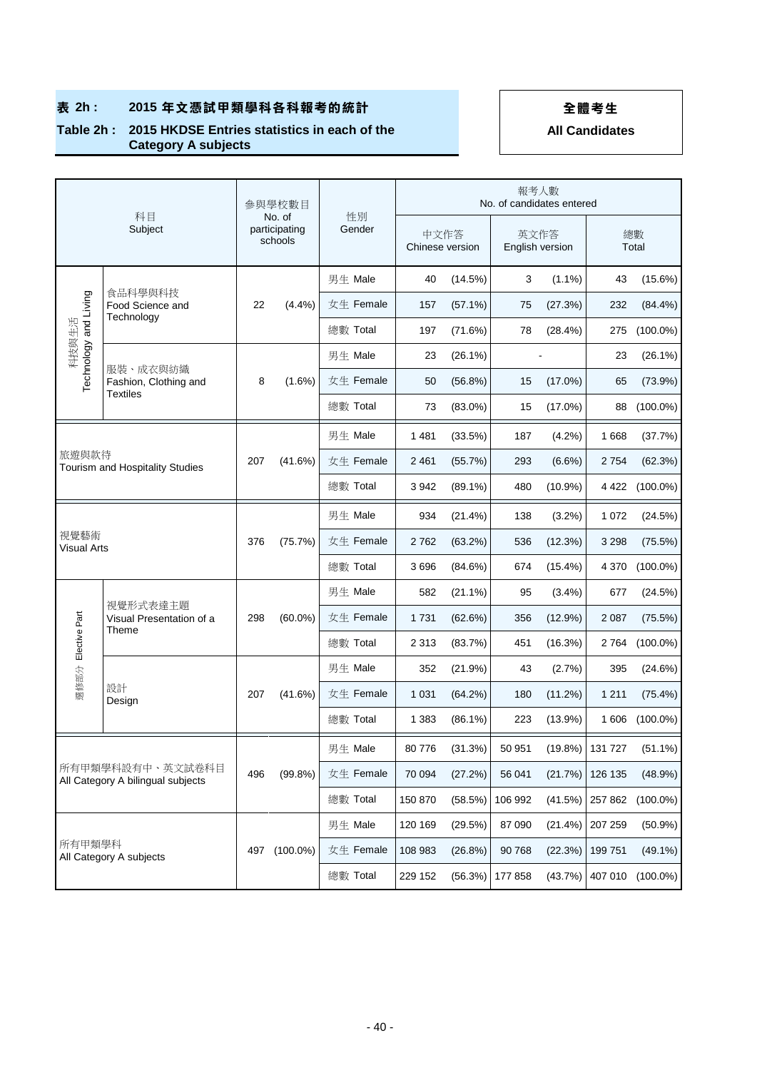# 表 2h : 2015 年文憑試甲類學科各科報考的統計

**Table 2h : 2015 HKDSE Entries statistics in each of the Category A subjects**

**全體考生**

**All Candidates**

| 科目 Subject | | 參與學校數目 No. of participating schools | | 性別 Gender | 報考人數 No. of candidates entered | | | | | |
|---|---|---|---|---|---|---|---|---|---|---|
| | | | | | 中文作答 Chinese version | | 英文作答 English version | | 總數 Total | |
| 科技與生活 Technology and Living | 食品科學與科技 Food Science and Technology | 22 | (4.4%) | 男生 Male | 40 | (14.5%) | 3 | (1.1%) | 43 | (15.6%) |
| | | | | 女生 Female | 157 | (57.1%) | 75 | (27.3%) | 232 | (84.4%) |
| | | | | 總數 Total | 197 | (71.6%) | 78 | (28.4%) | 275 | (100.0%) |
| | 服裝、成衣與紡織 Fashion, Clothing and Textiles | 8 | (1.6%) | 男生 Male | 23 | (26.1%) | - | | 23 | (26.1%) |
| | | | | 女生 Female | 50 | (56.8%) | 15 | (17.0%) | 65 | (73.9%) |
| | | | | 總數 Total | 73 | (83.0%) | 15 | (17.0%) | 88 | (100.0%) |
| 旅遊與款待 Tourism and Hospitality Studies | | 207 | (41.6%) | 男生 Male | 1 481 | (33.5%) | 187 | (4.2%) | 1 668 | (37.7%) |
| | | | | 女生 Female | 2 461 | (55.7%) | 293 | (6.6%) | 2 754 | (62.3%) |
| | | | | 總數 Total | 3 942 | (89.1%) | 480 | (10.9%) | 4 422 | (100.0%) |
| 視覺藝術 Visual Arts | | 376 | (75.7%) | 男生 Male | 934 | (21.4%) | 138 | (3.2%) | 1 072 | (24.5%) |
| | | | | 女生 Female | 2 762 | (63.2%) | 536 | (12.3%) | 3 298 | (75.5%) |
| | | | | 總數 Total | 3 696 | (84.6%) | 674 | (15.4%) | 4 370 | (100.0%) |
| 選修部分 Elective Part | 視覺形式表達主題 Visual Presentation of a Theme | 298 | (60.0%) | 男生 Male | 582 | (21.1%) | 95 | (3.4%) | 677 | (24.5%) |
| | | | | 女生 Female | 1 731 | (62.6%) | 356 | (12.9%) | 2 087 | (75.5%) |
| | | | | 總數 Total | 2 313 | (83.7%) | 451 | (16.3%) | 2 764 | (100.0%) |
| | 設計 Design | 207 | (41.6%) | 男生 Male | 352 | (21.9%) | 43 | (2.7%) | 395 | (24.6%) |
| | | | | 女生 Female | 1 031 | (64.2%) | 180 | (11.2%) | 1 211 | (75.4%) |
| | | | | 總數 Total | 1 383 | (86.1%) | 223 | (13.9%) | 1 606 | (100.0%) |
| 所有甲類學科設有中、英文試卷科目 All Category A bilingual subjects | | 496 | (99.8%) | 男生 Male | 80 776 | (31.3%) | 50 951 | (19.8%) | 131 727 | (51.1%) |
| | | | | 女生 Female | 70 094 | (27.2%) | 56 041 | (21.7%) | 126 135 | (48.9%) |
| | | | | 總數 Total | 150 870 | (58.5%) | 106 992 | (41.5%) | 257 862 | (100.0%) |
| 所有甲類學科 All Category A subjects | | 497 | (100.0%) | 男生 Male | 120 169 | (29.5%) | 87 090 | (21.4%) | 207 259 | (50.9%) |
| | | | | 女生 Female | 108 983 | (26.8%) | 90 768 | (22.3%) | 199 751 | (49.1%) |
| | | | | 總數 Total | 229 152 | (56.3%) | 177 858 | (43.7%) | 407 010 | (100.0%) |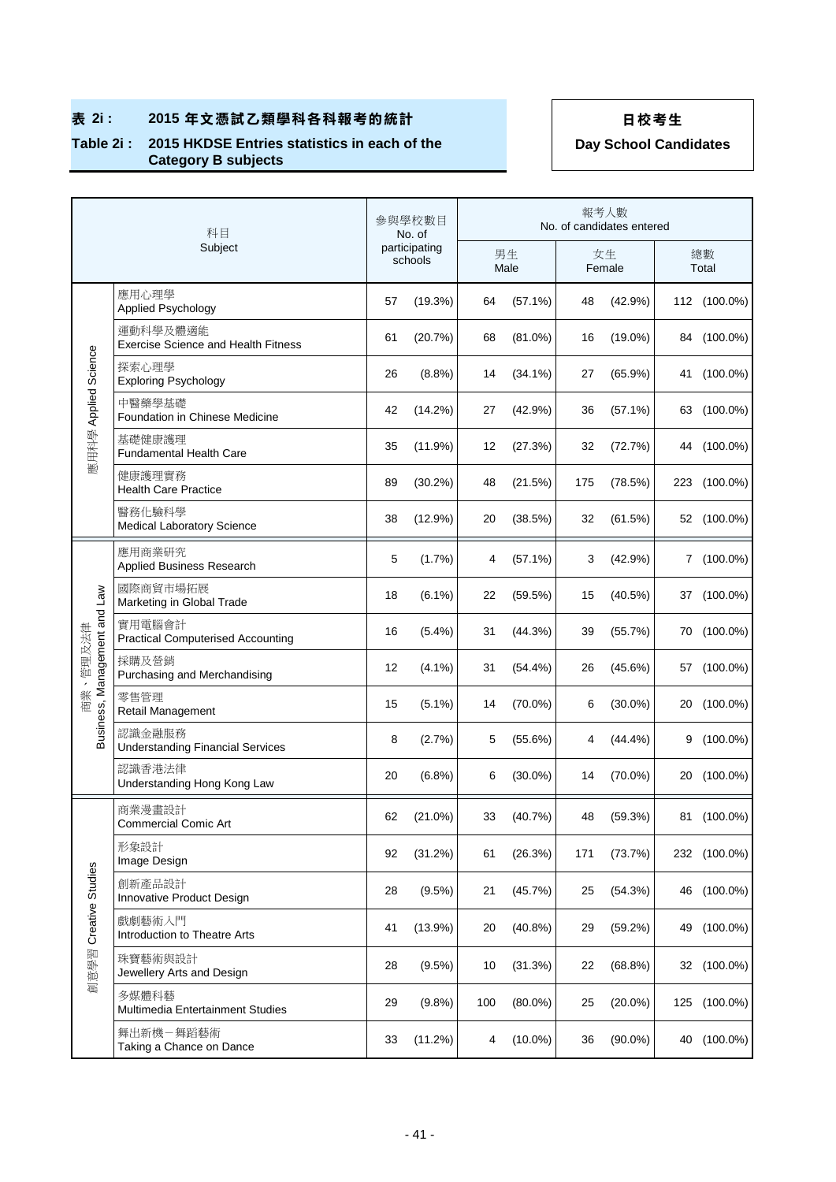**表 2i : 2015 年文憑試乙類學科各科報考的統計**

**Table 2i : 2015 HKDSE Entries statistics in each of the Category B subjects**

**日校考生**

**Day School Candidates**

| | 科目 Subject | 參與學校數目 No. of participating schools | | 報考人數 No. of candidates entered | | | | | |
|---|---|---|---|---|---|---|---|---|---|
| | | | | 男生 Male | | 女生 Female | | 總數 Total | |
| 應用科學 Applied Science | 應用心理學 Applied Psychology | 57 | (19.3%) | 64 | (57.1%) | 48 | (42.9%) | 112 | (100.0%) |
| | 運動科學及體適能 Exercise Science and Health Fitness | 61 | (20.7%) | 68 | (81.0%) | 16 | (19.0%) | 84 | (100.0%) |
| | 探索心理學 Exploring Psychology | 26 | (8.8%) | 14 | (34.1%) | 27 | (65.9%) | 41 | (100.0%) |
| | 中醫藥學基礎 Foundation in Chinese Medicine | 42 | (14.2%) | 27 | (42.9%) | 36 | (57.1%) | 63 | (100.0%) |
| | 基礎健康護理 Fundamental Health Care | 35 | (11.9%) | 12 | (27.3%) | 32 | (72.7%) | 44 | (100.0%) |
| | 健康護理實務 Health Care Practice | 89 | (30.2%) | 48 | (21.5%) | 175 | (78.5%) | 223 | (100.0%) |
| | 醫務化驗科學 Medical Laboratory Science | 38 | (12.9%) | 20 | (38.5%) | 32 | (61.5%) | 52 | (100.0%) |
| 商業、管理及法律 Business, Management and Law | 應用商業研究 Applied Business Research | 5 | (1.7%) | 4 | (57.1%) | 3 | (42.9%) | 7 | (100.0%) |
| | 國際商貿市場拓展 Marketing in Global Trade | 18 | (6.1%) | 22 | (59.5%) | 15 | (40.5%) | 37 | (100.0%) |
| | 實用電腦會計 Practical Computerised Accounting | 16 | (5.4%) | 31 | (44.3%) | 39 | (55.7%) | 70 | (100.0%) |
| | 採購及營銷 Purchasing and Merchandising | 12 | (4.1%) | 31 | (54.4%) | 26 | (45.6%) | 57 | (100.0%) |
| | 零售管理 Retail Management | 15 | (5.1%) | 14 | (70.0%) | 6 | (30.0%) | 20 | (100.0%) |
| | 認識金融服務 Understanding Financial Services | 8 | (2.7%) | 5 | (55.6%) | 4 | (44.4%) | 9 | (100.0%) |
| | 認識香港法律 Understanding Hong Kong Law | 20 | (6.8%) | 6 | (30.0%) | 14 | (70.0%) | 20 | (100.0%) |
| 創意學習 Creative Studies | 商業漫畫設計 Commercial Comic Art | 62 | (21.0%) | 33 | (40.7%) | 48 | (59.3%) | 81 | (100.0%) |
| | 形象設計 Image Design | 92 | (31.2%) | 61 | (26.3%) | 171 | (73.7%) | 232 | (100.0%) |
| | 創新產品設計 Innovative Product Design | 28 | (9.5%) | 21 | (45.7%) | 25 | (54.3%) | 46 | (100.0%) |
| | 戲劇藝術入門 Introduction to Theatre Arts | 41 | (13.9%) | 20 | (40.8%) | 29 | (59.2%) | 49 | (100.0%) |
| | 珠寶藝術與設計 Jewellery Arts and Design | 28 | (9.5%) | 10 | (31.3%) | 22 | (68.8%) | 32 | (100.0%) |
| | 多媒體科藝 Multimedia Entertainment Studies | 29 | (9.8%) | 100 | (80.0%) | 25 | (20.0%) | 125 | (100.0%) |
| | 舞出新機－舞蹈藝術 Taking a Chance on Dance | 33 | (11.2%) | 4 | (10.0%) | 36 | (90.0%) | 40 | (100.0%) |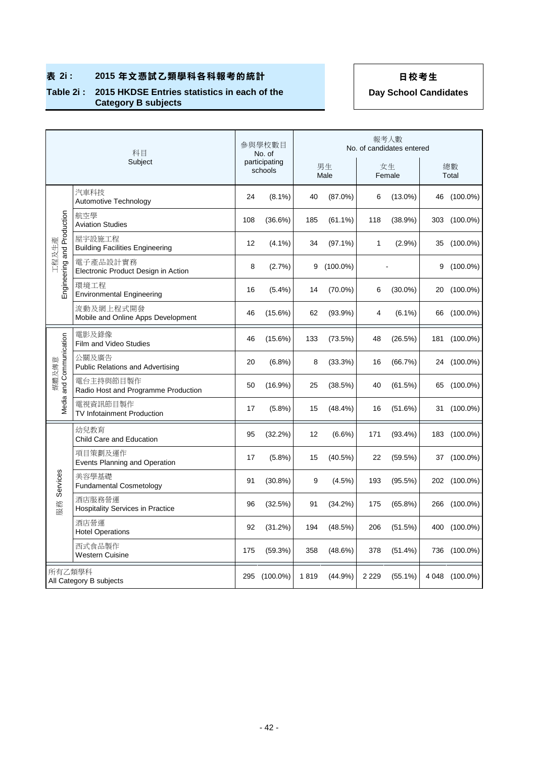**表 2i : 2015 年文憑試乙類學科各科報考的統計**

**Table 2i : 2015 HKDSE Entries statistics in each of the Category B subjects**

**日校考生**

**Day School Candidates**

| | 科目 Subject | 參與學校數目 No. of participating schools | | 報考人數 No. of candidates entered | | | | | |
|---|---|---|---|---|---|---|---|---|---|
| | | | | 男生 Male | | 女生 Female | | 總數 Total | |
| 工程及生產 Engineering and Production | 汽車科技 Automotive Technology | 24 | (8.1%) | 40 | (87.0%) | 6 | (13.0%) | 46 | (100.0%) |
| | 航空學 Aviation Studies | 108 | (36.6%) | 185 | (61.1%) | 118 | (38.9%) | 303 | (100.0%) |
| | 屋宇設施工程 Building Facilities Engineering | 12 | (4.1%) | 34 | (97.1%) | 1 | (2.9%) | 35 | (100.0%) |
| | 電子產品設計實務 Electronic Product Design in Action | 8 | (2.7%) | 9 | (100.0%) | - | | 9 | (100.0%) |
| | 環境工程 Environmental Engineering | 16 | (5.4%) | 14 | (70.0%) | 6 | (30.0%) | 20 | (100.0%) |
| | 流動及網上程式開發 Mobile and Online Apps Development | 46 | (15.6%) | 62 | (93.9%) | 4 | (6.1%) | 66 | (100.0%) |
| 媒體及傳意 Media and Communication | 電影及錄像 Film and Video Studies | 46 | (15.6%) | 133 | (73.5%) | 48 | (26.5%) | 181 | (100.0%) |
| | 公關及廣告 Public Relations and Advertising | 20 | (6.8%) | 8 | (33.3%) | 16 | (66.7%) | 24 | (100.0%) |
| | 電台主持與節目製作 Radio Host and Programme Production | 50 | (16.9%) | 25 | (38.5%) | 40 | (61.5%) | 65 | (100.0%) |
| | 電視資訊節目製作 TV Infotainment Production | 17 | (5.8%) | 15 | (48.4%) | 16 | (51.6%) | 31 | (100.0%) |
| 服務 Services | 幼兒教育 Child Care and Education | 95 | (32.2%) | 12 | (6.6%) | 171 | (93.4%) | 183 | (100.0%) |
| | 項目策劃及運作 Events Planning and Operation | 17 | (5.8%) | 15 | (40.5%) | 22 | (59.5%) | 37 | (100.0%) |
| | 美容學基礎 Fundamental Cosmetology | 91 | (30.8%) | 9 | (4.5%) | 193 | (95.5%) | 202 | (100.0%) |
| | 酒店服務營運 Hospitality Services in Practice | 96 | (32.5%) | 91 | (34.2%) | 175 | (65.8%) | 266 | (100.0%) |
| | 酒店營運 Hotel Operations | 92 | (31.2%) | 194 | (48.5%) | 206 | (51.5%) | 400 | (100.0%) |
| | 西式食品製作 Western Cuisine | 175 | (59.3%) | 358 | (48.6%) | 378 | (51.4%) | 736 | (100.0%) |
| 所有乙類學科 All Category B subjects | | 295 | (100.0%) | 1 819 | (44.9%) | 2 229 | (55.1%) | 4 048 | (100.0%) |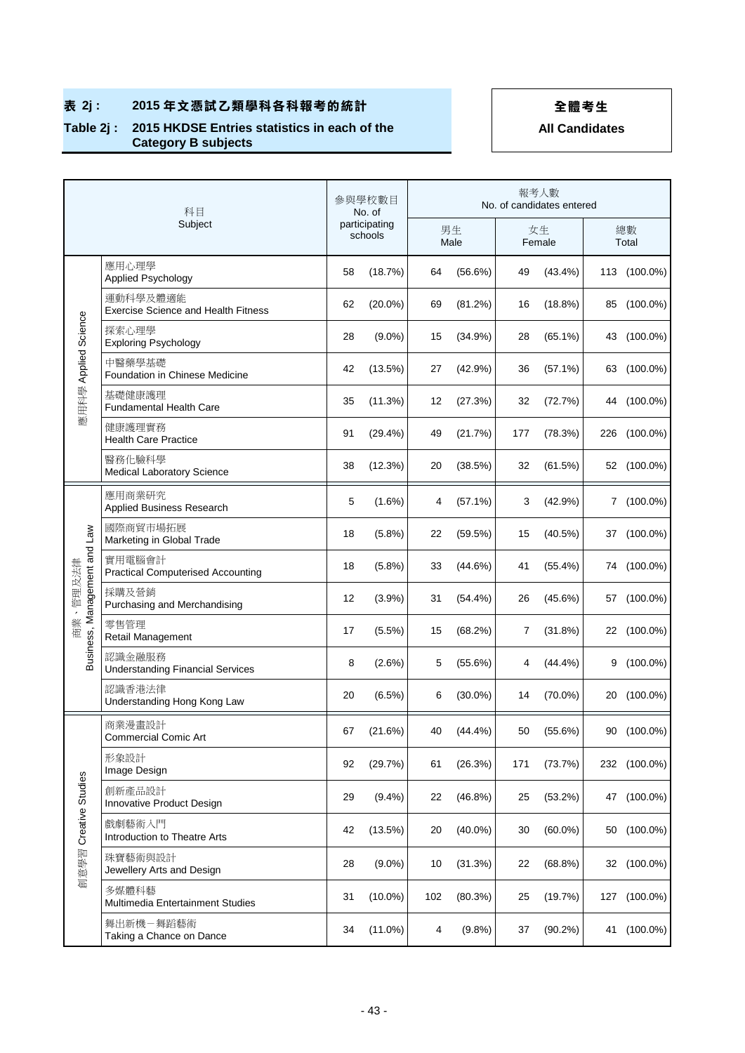**表 2j : 2015 年文憑試乙類學科各科報考的統計**

**Table 2j : 2015 HKDSE Entries statistics in each of the Category B subjects**

**全體考生**

**All Candidates**

| 科目 Subject | | 參與學校數目 No. of participating schools | | 報考人數 No. of candidates entered | | | | | |
|---|---|---|---|---|---|---|---|---|---|
| | | | | 男生 Male | | 女生 Female | | 總數 Total | |
| 應用科學 Applied Science | 應用心理學 Applied Psychology | 58 | (18.7%) | 64 | (56.6%) | 49 | (43.4%) | 113 | (100.0%) |
| | 運動科學及體適能 Exercise Science and Health Fitness | 62 | (20.0%) | 69 | (81.2%) | 16 | (18.8%) | 85 | (100.0%) |
| | 探索心理學 Exploring Psychology | 28 | (9.0%) | 15 | (34.9%) | 28 | (65.1%) | 43 | (100.0%) |
| | 中醫藥學基礎 Foundation in Chinese Medicine | 42 | (13.5%) | 27 | (42.9%) | 36 | (57.1%) | 63 | (100.0%) |
| | 基礎健康護理 Fundamental Health Care | 35 | (11.3%) | 12 | (27.3%) | 32 | (72.7%) | 44 | (100.0%) |
| | 健康護理實務 Health Care Practice | 91 | (29.4%) | 49 | (21.7%) | 177 | (78.3%) | 226 | (100.0%) |
| | 醫務化驗科學 Medical Laboratory Science | 38 | (12.3%) | 20 | (38.5%) | 32 | (61.5%) | 52 | (100.0%) |
| 商業、管理及法律 Business, Management and Law | 應用商業研究 Applied Business Research | 5 | (1.6%) | 4 | (57.1%) | 3 | (42.9%) | 7 | (100.0%) |
| | 國際商貿市場拓展 Marketing in Global Trade | 18 | (5.8%) | 22 | (59.5%) | 15 | (40.5%) | 37 | (100.0%) |
| | 實用電腦會計 Practical Computerised Accounting | 18 | (5.8%) | 33 | (44.6%) | 41 | (55.4%) | 74 | (100.0%) |
| | 採購及營銷 Purchasing and Merchandising | 12 | (3.9%) | 31 | (54.4%) | 26 | (45.6%) | 57 | (100.0%) |
| | 零售管理 Retail Management | 17 | (5.5%) | 15 | (68.2%) | 7 | (31.8%) | 22 | (100.0%) |
| | 認識金融服務 Understanding Financial Services | 8 | (2.6%) | 5 | (55.6%) | 4 | (44.4%) | 9 | (100.0%) |
| | 認識香港法律 Understanding Hong Kong Law | 20 | (6.5%) | 6 | (30.0%) | 14 | (70.0%) | 20 | (100.0%) |
| 創意學習 Creative Studies | 商業漫畫設計 Commercial Comic Art | 67 | (21.6%) | 40 | (44.4%) | 50 | (55.6%) | 90 | (100.0%) |
| | 形象設計 Image Design | 92 | (29.7%) | 61 | (26.3%) | 171 | (73.7%) | 232 | (100.0%) |
| | 創新產品設計 Innovative Product Design | 29 | (9.4%) | 22 | (46.8%) | 25 | (53.2%) | 47 | (100.0%) |
| | 戲劇藝術入門 Introduction to Theatre Arts | 42 | (13.5%) | 20 | (40.0%) | 30 | (60.0%) | 50 | (100.0%) |
| | 珠寶藝術與設計 Jewellery Arts and Design | 28 | (9.0%) | 10 | (31.3%) | 22 | (68.8%) | 32 | (100.0%) |
| | 多媒體科藝 Multimedia Entertainment Studies | 31 | (10.0%) | 102 | (80.3%) | 25 | (19.7%) | 127 | (100.0%) |
| | 舞出新機－舞蹈藝術 Taking a Chance on Dance | 34 | (11.0%) | 4 | (9.8%) | 37 | (90.2%) | 41 | (100.0%) |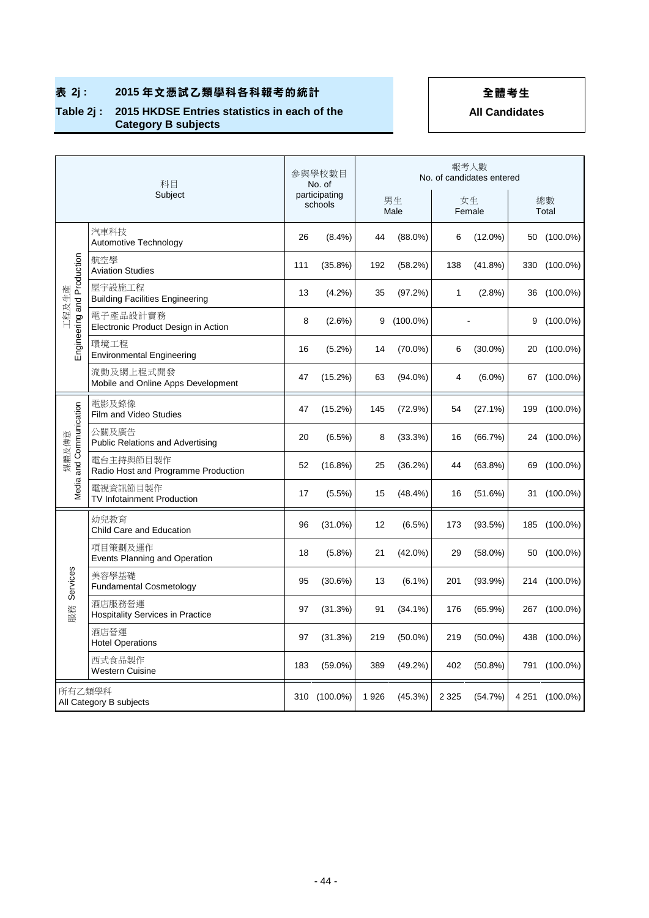**表 2j : 2015 年文憑試乙類學科各科報考的統計**

**Table 2j : 2015 HKDSE Entries statistics in each of the Category B subjects**

**全體考生**

**All Candidates**

| | 科目 Subject | 參與學校數目 No. of participating schools | | 報考人數 No. of candidates entered | | | | | |
|---|---|---|---|---|---|---|---|---|---|
| | | | | 男生 Male | | 女生 Female | | 總數 Total | |
| 工程及生產 Engineering and Production | 汽車科技 Automotive Technology | 26 | (8.4%) | 44 | (88.0%) | 6 | (12.0%) | 50 | (100.0%) |
| | 航空學 Aviation Studies | 111 | (35.8%) | 192 | (58.2%) | 138 | (41.8%) | 330 | (100.0%) |
| | 屋宇設施工程 Building Facilities Engineering | 13 | (4.2%) | 35 | (97.2%) | 1 | (2.8%) | 36 | (100.0%) |
| | 電子產品設計實務 Electronic Product Design in Action | 8 | (2.6%) | 9 | (100.0%) | - | | 9 | (100.0%) |
| | 環境工程 Environmental Engineering | 16 | (5.2%) | 14 | (70.0%) | 6 | (30.0%) | 20 | (100.0%) |
| | 流動及網上程式開發 Mobile and Online Apps Development | 47 | (15.2%) | 63 | (94.0%) | 4 | (6.0%) | 67 | (100.0%) |
| 媒體及傳意 Media and Communication | 電影及錄像 Film and Video Studies | 47 | (15.2%) | 145 | (72.9%) | 54 | (27.1%) | 199 | (100.0%) |
| | 公關及廣告 Public Relations and Advertising | 20 | (6.5%) | 8 | (33.3%) | 16 | (66.7%) | 24 | (100.0%) |
| | 電台主持與節目製作 Radio Host and Programme Production | 52 | (16.8%) | 25 | (36.2%) | 44 | (63.8%) | 69 | (100.0%) |
| | 電視資訊節目製作 TV Infotainment Production | 17 | (5.5%) | 15 | (48.4%) | 16 | (51.6%) | 31 | (100.0%) |
| 服務 Services | 幼兒教育 Child Care and Education | 96 | (31.0%) | 12 | (6.5%) | 173 | (93.5%) | 185 | (100.0%) |
| | 項目策劃及運作 Events Planning and Operation | 18 | (5.8%) | 21 | (42.0%) | 29 | (58.0%) | 50 | (100.0%) |
| | 美容學基礎 Fundamental Cosmetology | 95 | (30.6%) | 13 | (6.1%) | 201 | (93.9%) | 214 | (100.0%) |
| | 酒店服務營運 Hospitality Services in Practice | 97 | (31.3%) | 91 | (34.1%) | 176 | (65.9%) | 267 | (100.0%) |
| | 酒店營運 Hotel Operations | 97 | (31.3%) | 219 | (50.0%) | 219 | (50.0%) | 438 | (100.0%) |
| | 西式食品製作 Western Cuisine | 183 | (59.0%) | 389 | (49.2%) | 402 | (50.8%) | 791 | (100.0%) |
| 所有乙類學科 All Category B subjects | | 310 | (100.0%) | 1 926 | (45.3%) | 2 325 | (54.7%) | 4 251 | (100.0%) |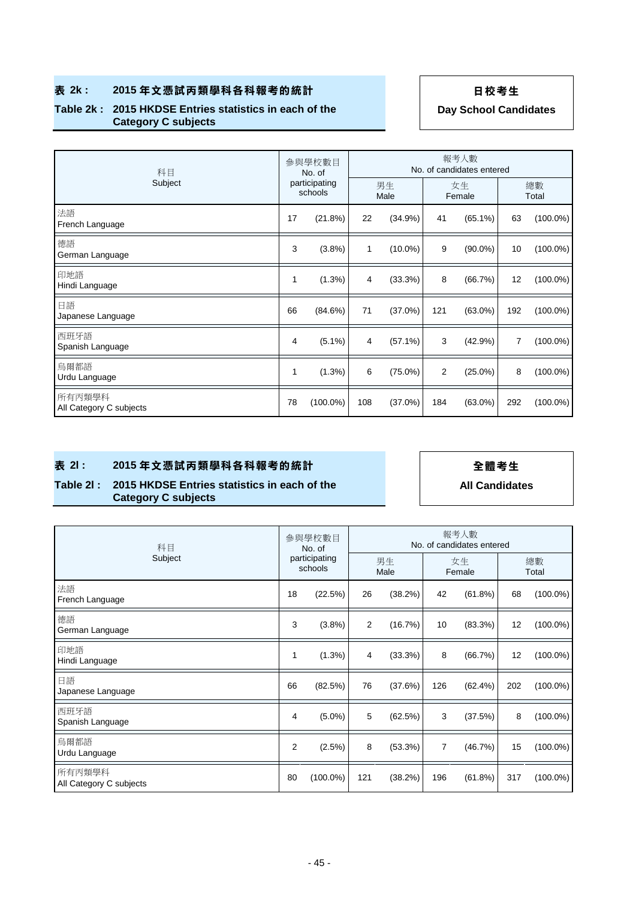## 表 2k： 2015 年文憑試丙類學科各科報考的統計

## Table 2k： 2015 HKDSE Entries statistics in each of the Category C subjects

**日校考生**

**Day School Candidates**

| 科目 Subject | 參與學校數目 No. of participating schools | | 報考人數 No. of candidates entered | | | | | |
|---|---|---|---|---|---|---|---|---|
| | | | 男生 Male | | 女生 Female | | 總數 Total | |
| 法語 French Language | 17 | (21.8%) | 22 | (34.9%) | 41 | (65.1%) | 63 | (100.0%) |
| 德語 German Language | 3 | (3.8%) | 1 | (10.0%) | 9 | (90.0%) | 10 | (100.0%) |
| 印地語 Hindi Language | 1 | (1.3%) | 4 | (33.3%) | 8 | (66.7%) | 12 | (100.0%) |
| 日語 Japanese Language | 66 | (84.6%) | 71 | (37.0%) | 121 | (63.0%) | 192 | (100.0%) |
| 西班牙語 Spanish Language | 4 | (5.1%) | 4 | (57.1%) | 3 | (42.9%) | 7 | (100.0%) |
| 烏爾都語 Urdu Language | 1 | (1.3%) | 6 | (75.0%) | 2 | (25.0%) | 8 | (100.0%) |
| 所有丙類學科 All Category C subjects | 78 | (100.0%) | 108 | (37.0%) | 184 | (63.0%) | 292 | (100.0%) |

## 表 2l： 2015 年文憑試丙類學科各科報考的統計

## Table 2l： 2015 HKDSE Entries statistics in each of the Category C subjects

**全體考生**

**All Candidates**

| 科目 Subject | 參與學校數目 No. of participating schools | | 報考人數 No. of candidates entered | | | | | |
|---|---|---|---|---|---|---|---|---|
| | | | 男生 Male | | 女生 Female | | 總數 Total | |
| 法語 French Language | 18 | (22.5%) | 26 | (38.2%) | 42 | (61.8%) | 68 | (100.0%) |
| 德語 German Language | 3 | (3.8%) | 2 | (16.7%) | 10 | (83.3%) | 12 | (100.0%) |
| 印地語 Hindi Language | 1 | (1.3%) | 4 | (33.3%) | 8 | (66.7%) | 12 | (100.0%) |
| 日語 Japanese Language | 66 | (82.5%) | 76 | (37.6%) | 126 | (62.4%) | 202 | (100.0%) |
| 西班牙語 Spanish Language | 4 | (5.0%) | 5 | (62.5%) | 3 | (37.5%) | 8 | (100.0%) |
| 烏爾都語 Urdu Language | 2 | (2.5%) | 8 | (53.3%) | 7 | (46.7%) | 15 | (100.0%) |
| 所有丙類學科 All Category C subjects | 80 | (100.0%) | 121 | (38.2%) | 196 | (61.8%) | 317 | (100.0%) |